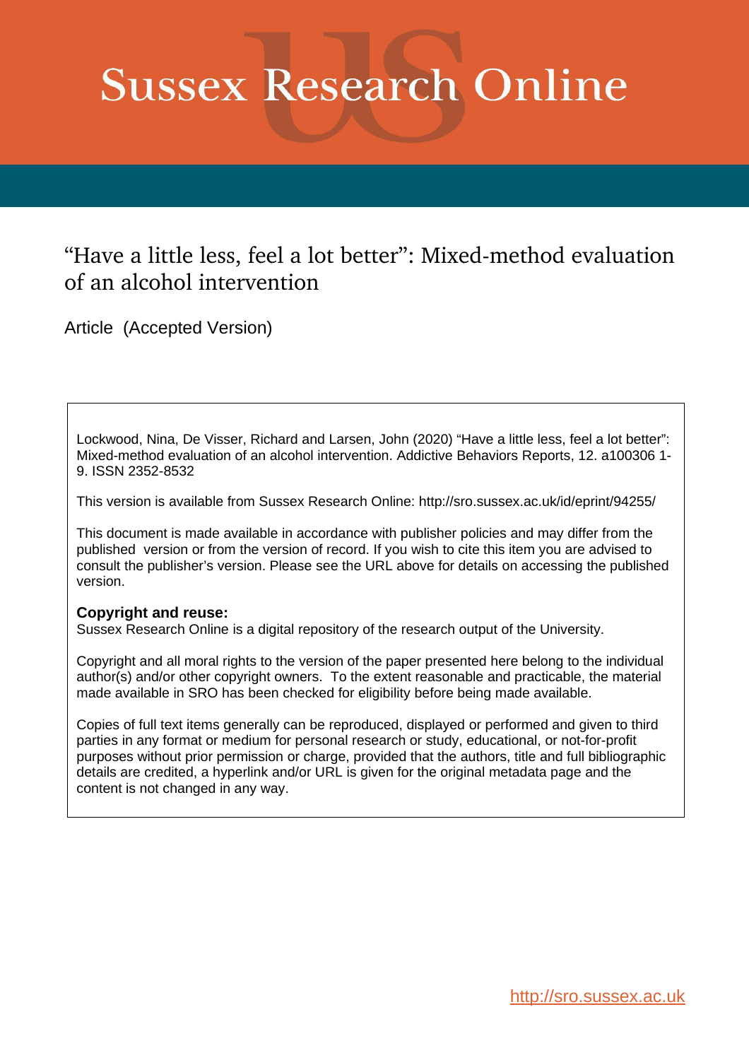# Sussex Research Online

## "Have a little less, feel a lot better": Mixed-method evaluation of an alcohol intervention

Article (Accepted Version)

Lockwood, Nina, De Visser, Richard and Larsen, John (2020) "Have a little less, feel a lot better": Mixed-method evaluation of an alcohol intervention. Addictive Behaviors Reports, 12. a100306 1-9. ISSN 2352-8532

This version is available from Sussex Research Online: http://sro.sussex.ac.uk/id/eprint/94255/

This document is made available in accordance with publisher policies and may differ from the published version or from the version of record. If you wish to cite this item you are advised to consult the publisher's version. Please see the URL above for details on accessing the published version.

**Copyright and reuse:**
Sussex Research Online is a digital repository of the research output of the University.

Copyright and all moral rights to the version of the paper presented here belong to the individual author(s) and/or other copyright owners. To the extent reasonable and practicable, the material made available in SRO has been checked for eligibility before being made available.

Copies of full text items generally can be reproduced, displayed or performed and given to third parties in any format or medium for personal research or study, educational, or not-for-profit purposes without prior permission or charge, provided that the authors, title and full bibliographic details are credited, a hyperlink and/or URL is given for the original metadata page and the content is not changed in any way.

http://sro.sussex.ac.uk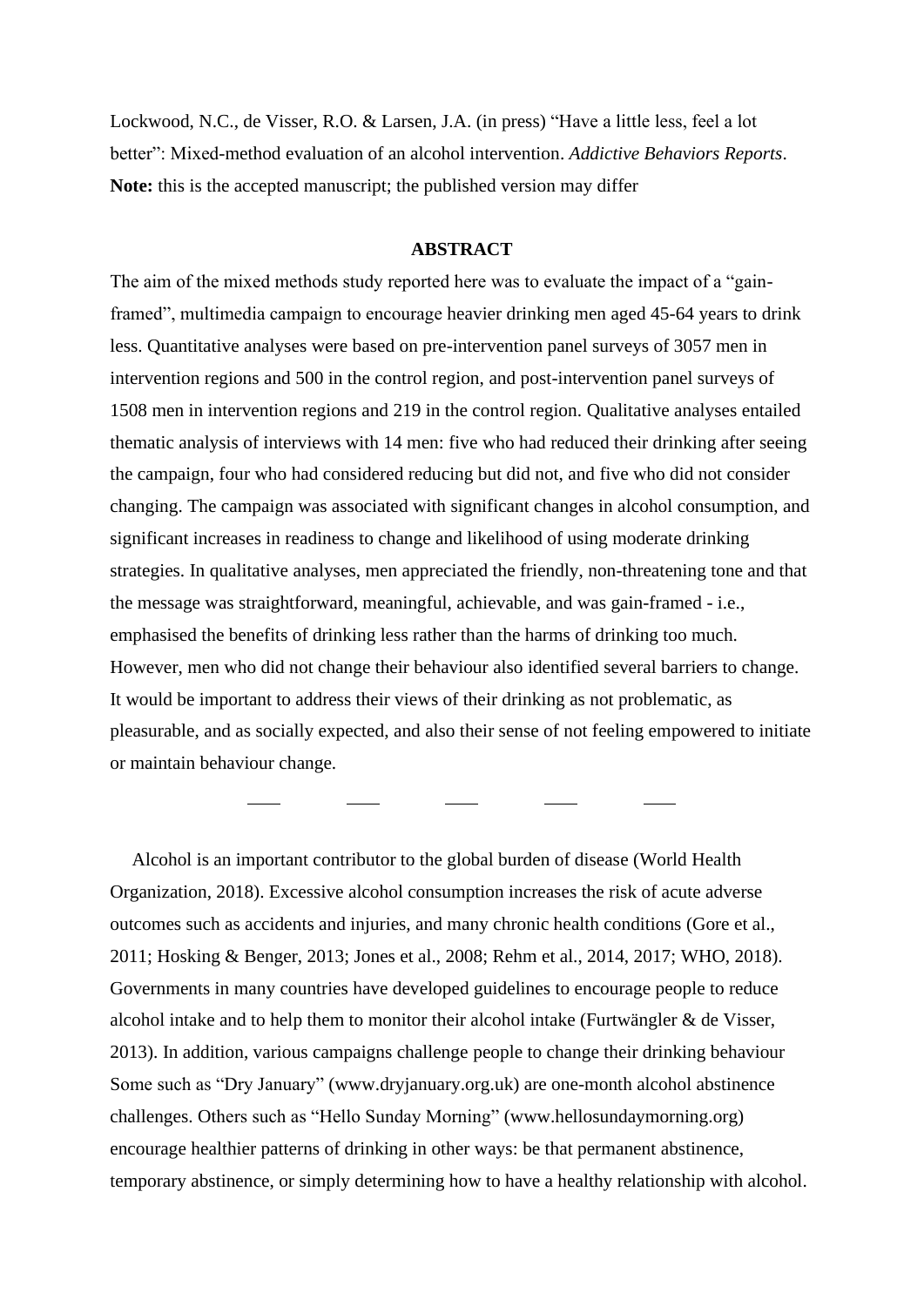Lockwood, N.C., de Visser, R.O. & Larsen, J.A. (in press) "Have a little less, feel a lot better": Mixed-method evaluation of an alcohol intervention. *Addictive Behaviors Reports*.
**Note:** this is the accepted manuscript; the published version may differ

## ABSTRACT

The aim of the mixed methods study reported here was to evaluate the impact of a "gain-framed", multimedia campaign to encourage heavier drinking men aged 45-64 years to drink less. Quantitative analyses were based on pre-intervention panel surveys of 3057 men in intervention regions and 500 in the control region, and post-intervention panel surveys of 1508 men in intervention regions and 219 in the control region. Qualitative analyses entailed thematic analysis of interviews with 14 men: five who had reduced their drinking after seeing the campaign, four who had considered reducing but did not, and five who did not consider changing. The campaign was associated with significant changes in alcohol consumption, and significant increases in readiness to change and likelihood of using moderate drinking strategies. In qualitative analyses, men appreciated the friendly, non-threatening tone and that the message was straightforward, meaningful, achievable, and was gain-framed - i.e., emphasised the benefits of drinking less rather than the harms of drinking too much. However, men who did not change their behaviour also identified several barriers to change. It would be important to address their views of their drinking as not problematic, as pleasurable, and as socially expected, and also their sense of not feeling empowered to initiate or maintain behaviour change.

---

Alcohol is an important contributor to the global burden of disease (World Health Organization, 2018). Excessive alcohol consumption increases the risk of acute adverse outcomes such as accidents and injuries, and many chronic health conditions (Gore et al., 2011; Hosking & Benger, 2013; Jones et al., 2008; Rehm et al., 2014, 2017; WHO, 2018). Governments in many countries have developed guidelines to encourage people to reduce alcohol intake and to help them to monitor their alcohol intake (Furtwängler & de Visser, 2013). In addition, various campaigns challenge people to change their drinking behaviour Some such as "Dry January" (www.dryjanuary.org.uk) are one-month alcohol abstinence challenges. Others such as "Hello Sunday Morning" (www.hellosundaymorning.org) encourage healthier patterns of drinking in other ways: be that permanent abstinence, temporary abstinence, or simply determining how to have a healthy relationship with alcohol.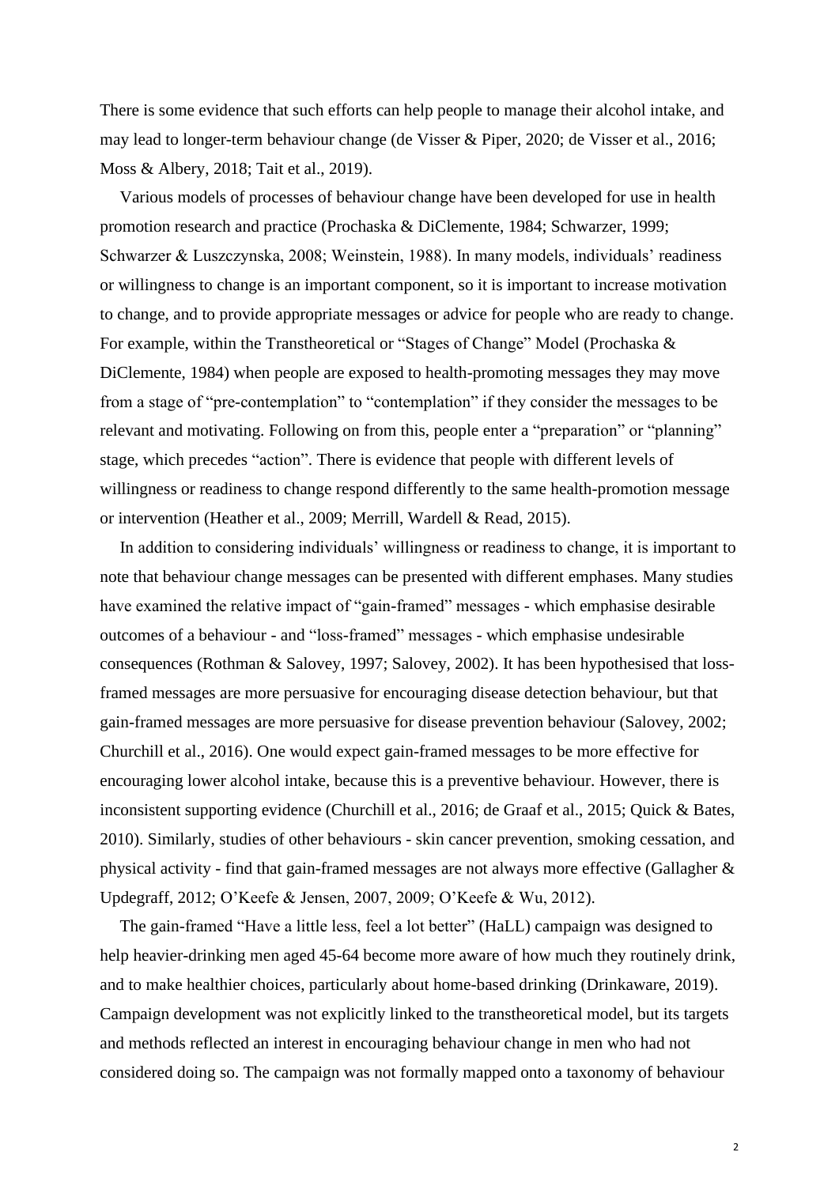There is some evidence that such efforts can help people to manage their alcohol intake, and may lead to longer-term behaviour change (de Visser & Piper, 2020; de Visser et al., 2016; Moss & Albery, 2018; Tait et al., 2019).

Various models of processes of behaviour change have been developed for use in health promotion research and practice (Prochaska & DiClemente, 1984; Schwarzer, 1999; Schwarzer & Luszczynska, 2008; Weinstein, 1988). In many models, individuals' readiness or willingness to change is an important component, so it is important to increase motivation to change, and to provide appropriate messages or advice for people who are ready to change. For example, within the Transtheoretical or "Stages of Change" Model (Prochaska & DiClemente, 1984) when people are exposed to health-promoting messages they may move from a stage of "pre-contemplation" to "contemplation" if they consider the messages to be relevant and motivating. Following on from this, people enter a "preparation" or "planning" stage, which precedes "action". There is evidence that people with different levels of willingness or readiness to change respond differently to the same health-promotion message or intervention (Heather et al., 2009; Merrill, Wardell & Read, 2015).

In addition to considering individuals' willingness or readiness to change, it is important to note that behaviour change messages can be presented with different emphases. Many studies have examined the relative impact of "gain-framed" messages - which emphasise desirable outcomes of a behaviour - and "loss-framed" messages - which emphasise undesirable consequences (Rothman & Salovey, 1997; Salovey, 2002). It has been hypothesised that loss-framed messages are more persuasive for encouraging disease detection behaviour, but that gain-framed messages are more persuasive for disease prevention behaviour (Salovey, 2002; Churchill et al., 2016). One would expect gain-framed messages to be more effective for encouraging lower alcohol intake, because this is a preventive behaviour. However, there is inconsistent supporting evidence (Churchill et al., 2016; de Graaf et al., 2015; Quick & Bates, 2010). Similarly, studies of other behaviours - skin cancer prevention, smoking cessation, and physical activity - find that gain-framed messages are not always more effective (Gallagher & Updegraff, 2012; O'Keefe & Jensen, 2007, 2009; O'Keefe & Wu, 2012).

The gain-framed "Have a little less, feel a lot better" (HaLL) campaign was designed to help heavier-drinking men aged 45-64 become more aware of how much they routinely drink, and to make healthier choices, particularly about home-based drinking (Drinkaware, 2019). Campaign development was not explicitly linked to the transtheoretical model, but its targets and methods reflected an interest in encouraging behaviour change in men who had not considered doing so. The campaign was not formally mapped onto a taxonomy of behaviour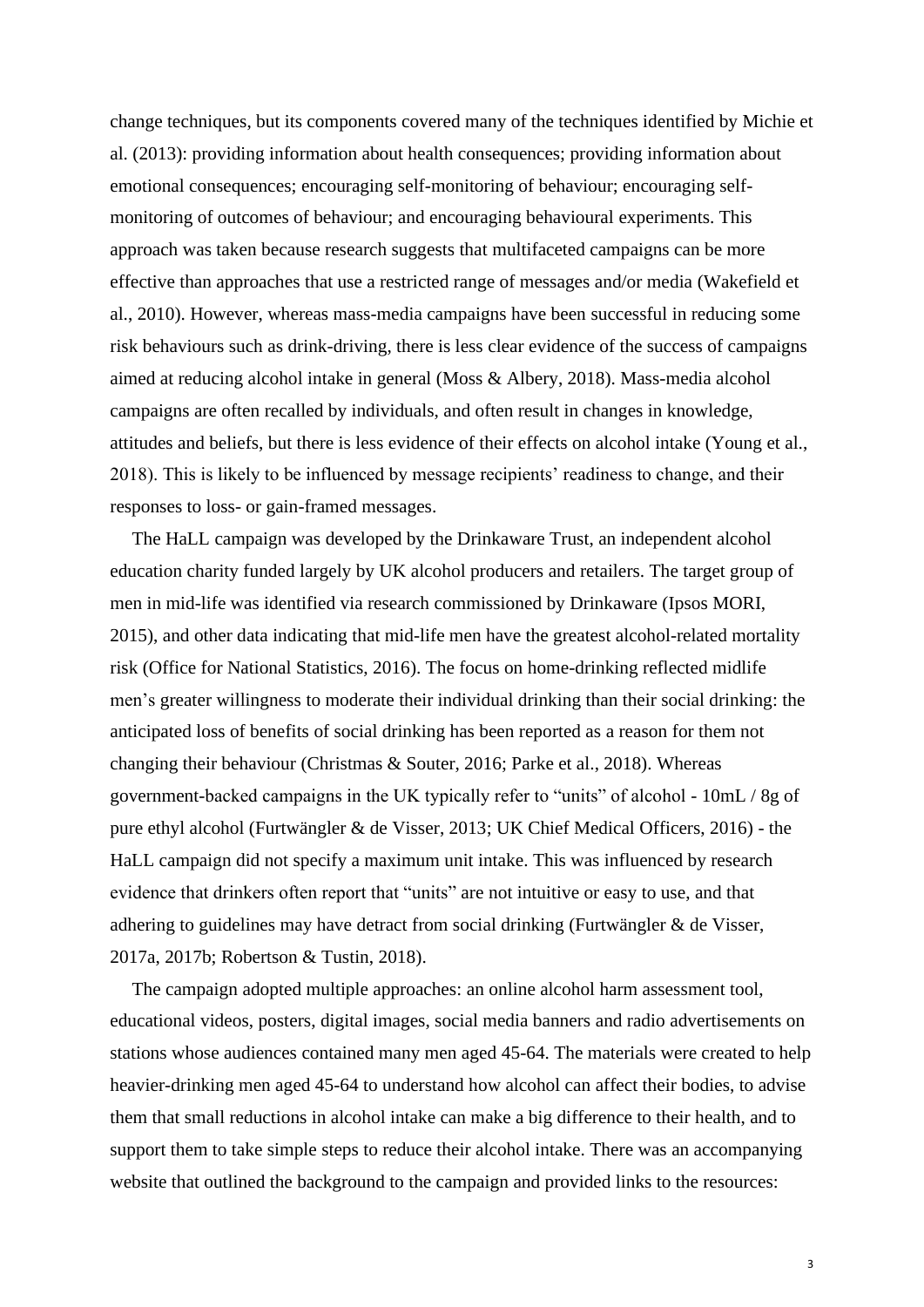change techniques, but its components covered many of the techniques identified by Michie et al. (2013): providing information about health consequences; providing information about emotional consequences; encouraging self-monitoring of behaviour; encouraging self-monitoring of outcomes of behaviour; and encouraging behavioural experiments. This approach was taken because research suggests that multifaceted campaigns can be more effective than approaches that use a restricted range of messages and/or media (Wakefield et al., 2010). However, whereas mass-media campaigns have been successful in reducing some risk behaviours such as drink-driving, there is less clear evidence of the success of campaigns aimed at reducing alcohol intake in general (Moss & Albery, 2018). Mass-media alcohol campaigns are often recalled by individuals, and often result in changes in knowledge, attitudes and beliefs, but there is less evidence of their effects on alcohol intake (Young et al., 2018). This is likely to be influenced by message recipients' readiness to change, and their responses to loss- or gain-framed messages.

The HaLL campaign was developed by the Drinkaware Trust, an independent alcohol education charity funded largely by UK alcohol producers and retailers. The target group of men in mid-life was identified via research commissioned by Drinkaware (Ipsos MORI, 2015), and other data indicating that mid-life men have the greatest alcohol-related mortality risk (Office for National Statistics, 2016). The focus on home-drinking reflected midlife men's greater willingness to moderate their individual drinking than their social drinking: the anticipated loss of benefits of social drinking has been reported as a reason for them not changing their behaviour (Christmas & Souter, 2016; Parke et al., 2018). Whereas government-backed campaigns in the UK typically refer to "units" of alcohol - 10mL / 8g of pure ethyl alcohol (Furtwängler & de Visser, 2013; UK Chief Medical Officers, 2016) - the HaLL campaign did not specify a maximum unit intake. This was influenced by research evidence that drinkers often report that "units" are not intuitive or easy to use, and that adhering to guidelines may have detract from social drinking (Furtwängler & de Visser, 2017a, 2017b; Robertson & Tustin, 2018).

The campaign adopted multiple approaches: an online alcohol harm assessment tool, educational videos, posters, digital images, social media banners and radio advertisements on stations whose audiences contained many men aged 45-64. The materials were created to help heavier-drinking men aged 45-64 to understand how alcohol can affect their bodies, to advise them that small reductions in alcohol intake can make a big difference to their health, and to support them to take simple steps to reduce their alcohol intake. There was an accompanying website that outlined the background to the campaign and provided links to the resources: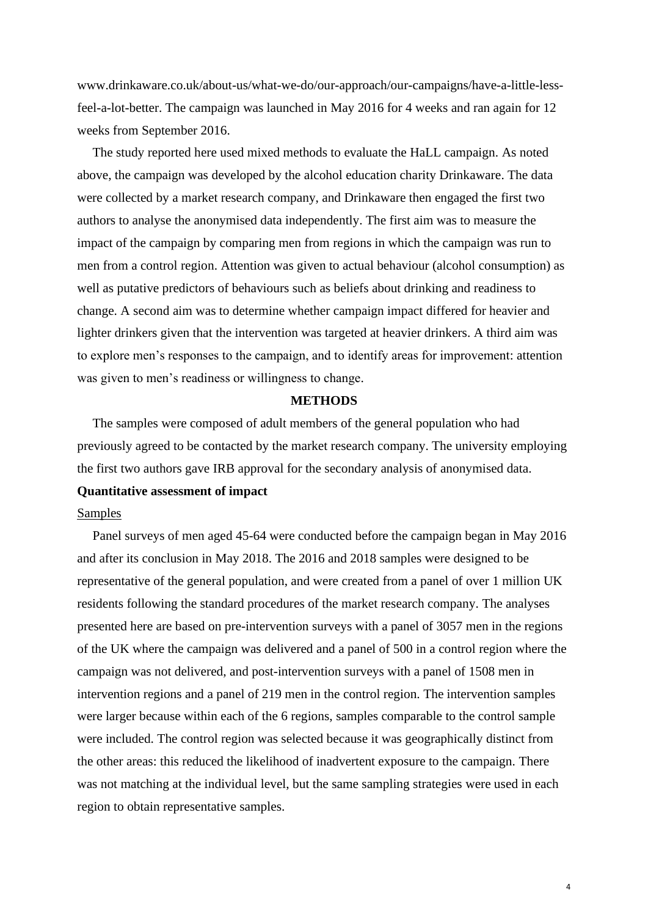www.drinkaware.co.uk/about-us/what-we-do/our-approach/our-campaigns/have-a-little-less-feel-a-lot-better. The campaign was launched in May 2016 for 4 weeks and ran again for 12 weeks from September 2016.

The study reported here used mixed methods to evaluate the HaLL campaign. As noted above, the campaign was developed by the alcohol education charity Drinkaware. The data were collected by a market research company, and Drinkaware then engaged the first two authors to analyse the anonymised data independently. The first aim was to measure the impact of the campaign by comparing men from regions in which the campaign was run to men from a control region. Attention was given to actual behaviour (alcohol consumption) as well as putative predictors of behaviours such as beliefs about drinking and readiness to change. A second aim was to determine whether campaign impact differed for heavier and lighter drinkers given that the intervention was targeted at heavier drinkers. A third aim was to explore men's responses to the campaign, and to identify areas for improvement: attention was given to men's readiness or willingness to change.

## METHODS

The samples were composed of adult members of the general population who had previously agreed to be contacted by the market research company. The university employing the first two authors gave IRB approval for the secondary analysis of anonymised data.

### Quantitative assessment of impact

Samples

Panel surveys of men aged 45-64 were conducted before the campaign began in May 2016 and after its conclusion in May 2018. The 2016 and 2018 samples were designed to be representative of the general population, and were created from a panel of over 1 million UK residents following the standard procedures of the market research company. The analyses presented here are based on pre-intervention surveys with a panel of 3057 men in the regions of the UK where the campaign was delivered and a panel of 500 in a control region where the campaign was not delivered, and post-intervention surveys with a panel of 1508 men in intervention regions and a panel of 219 men in the control region. The intervention samples were larger because within each of the 6 regions, samples comparable to the control sample were included. The control region was selected because it was geographically distinct from the other areas: this reduced the likelihood of inadvertent exposure to the campaign. There was not matching at the individual level, but the same sampling strategies were used in each region to obtain representative samples.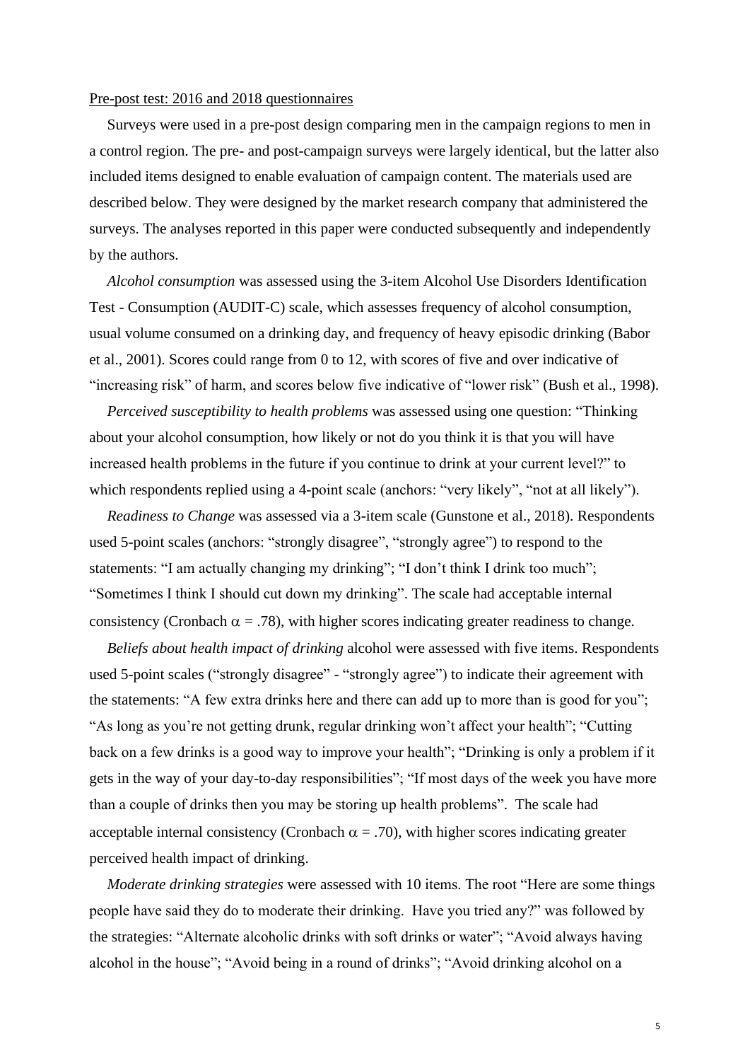Pre-post test: 2016 and 2018 questionnaires

Surveys were used in a pre-post design comparing men in the campaign regions to men in a control region. The pre- and post-campaign surveys were largely identical, but the latter also included items designed to enable evaluation of campaign content. The materials used are described below. They were designed by the market research company that administered the surveys. The analyses reported in this paper were conducted subsequently and independently by the authors.

*Alcohol consumption* was assessed using the 3-item Alcohol Use Disorders Identification Test - Consumption (AUDIT-C) scale, which assesses frequency of alcohol consumption, usual volume consumed on a drinking day, and frequency of heavy episodic drinking (Babor et al., 2001). Scores could range from 0 to 12, with scores of five and over indicative of "increasing risk" of harm, and scores below five indicative of "lower risk" (Bush et al., 1998).

*Perceived susceptibility to health problems* was assessed using one question: "Thinking about your alcohol consumption, how likely or not do you think it is that you will have increased health problems in the future if you continue to drink at your current level?" to which respondents replied using a 4-point scale (anchors: "very likely", "not at all likely").

*Readiness to Change* was assessed via a 3-item scale (Gunstone et al., 2018). Respondents used 5-point scales (anchors: "strongly disagree", "strongly agree") to respond to the statements: "I am actually changing my drinking"; "I don't think I drink too much"; "Sometimes I think I should cut down my drinking". The scale had acceptable internal consistency (Cronbach $\alpha$ = .78), with higher scores indicating greater readiness to change.

*Beliefs about health impact of drinking* alcohol were assessed with five items. Respondents used 5-point scales ("strongly disagree" - "strongly agree") to indicate their agreement with the statements: "A few extra drinks here and there can add up to more than is good for you"; "As long as you're not getting drunk, regular drinking won't affect your health"; "Cutting back on a few drinks is a good way to improve your health"; "Drinking is only a problem if it gets in the way of your day-to-day responsibilities"; "If most days of the week you have more than a couple of drinks then you may be storing up health problems". The scale had acceptable internal consistency (Cronbach $\alpha$ = .70), with higher scores indicating greater perceived health impact of drinking.

*Moderate drinking strategies* were assessed with 10 items. The root "Here are some things people have said they do to moderate their drinking. Have you tried any?" was followed by the strategies: "Alternate alcoholic drinks with soft drinks or water"; "Avoid always having alcohol in the house"; "Avoid being in a round of drinks"; "Avoid drinking alcohol on a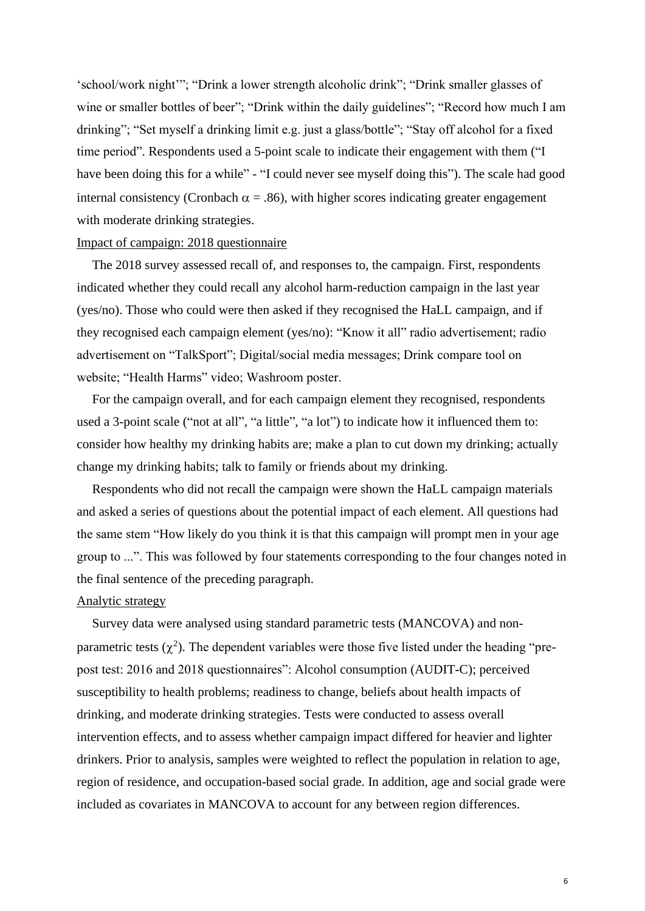'school/work night'"; "Drink a lower strength alcoholic drink"; "Drink smaller glasses of wine or smaller bottles of beer"; "Drink within the daily guidelines"; "Record how much I am drinking"; "Set myself a drinking limit e.g. just a glass/bottle"; "Stay off alcohol for a fixed time period". Respondents used a 5-point scale to indicate their engagement with them ("I have been doing this for a while" - "I could never see myself doing this"). The scale had good internal consistency (Cronbach $\alpha$ = .86), with higher scores indicating greater engagement with moderate drinking strategies.

Impact of campaign: 2018 questionnaire

The 2018 survey assessed recall of, and responses to, the campaign. First, respondents indicated whether they could recall any alcohol harm-reduction campaign in the last year (yes/no). Those who could were then asked if they recognised the HaLL campaign, and if they recognised each campaign element (yes/no): "Know it all" radio advertisement; radio advertisement on "TalkSport"; Digital/social media messages; Drink compare tool on website; "Health Harms" video; Washroom poster.

For the campaign overall, and for each campaign element they recognised, respondents used a 3-point scale ("not at all", "a little", "a lot") to indicate how it influenced them to: consider how healthy my drinking habits are; make a plan to cut down my drinking; actually change my drinking habits; talk to family or friends about my drinking.

Respondents who did not recall the campaign were shown the HaLL campaign materials and asked a series of questions about the potential impact of each element. All questions had the same stem "How likely do you think it is that this campaign will prompt men in your age group to ...". This was followed by four statements corresponding to the four changes noted in the final sentence of the preceding paragraph.

Analytic strategy

Survey data were analysed using standard parametric tests (MANCOVA) and non-parametric tests ($\chi^2$). The dependent variables were those five listed under the heading "pre-post test: 2016 and 2018 questionnaires": Alcohol consumption (AUDIT-C); perceived susceptibility to health problems; readiness to change, beliefs about health impacts of drinking, and moderate drinking strategies. Tests were conducted to assess overall intervention effects, and to assess whether campaign impact differed for heavier and lighter drinkers. Prior to analysis, samples were weighted to reflect the population in relation to age, region of residence, and occupation-based social grade. In addition, age and social grade were included as covariates in MANCOVA to account for any between region differences.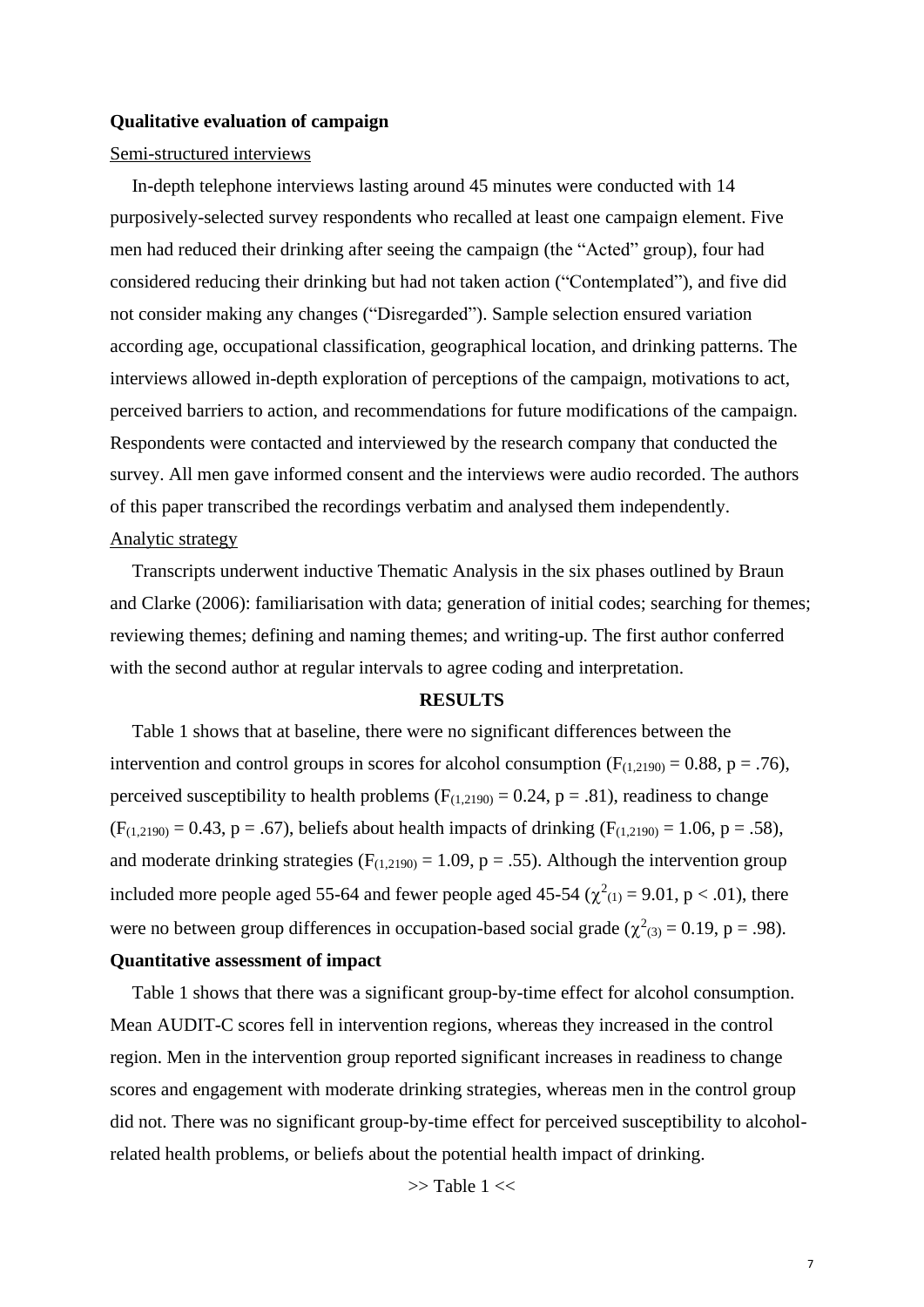**Qualitative evaluation of campaign**

Semi-structured interviews

In-depth telephone interviews lasting around 45 minutes were conducted with 14 purposively-selected survey respondents who recalled at least one campaign element. Five men had reduced their drinking after seeing the campaign (the "Acted" group), four had considered reducing their drinking but had not taken action ("Contemplated"), and five did not consider making any changes ("Disregarded"). Sample selection ensured variation according age, occupational classification, geographical location, and drinking patterns. The interviews allowed in-depth exploration of perceptions of the campaign, motivations to act, perceived barriers to action, and recommendations for future modifications of the campaign. Respondents were contacted and interviewed by the research company that conducted the survey. All men gave informed consent and the interviews were audio recorded. The authors of this paper transcribed the recordings verbatim and analysed them independently.

Analytic strategy

Transcripts underwent inductive Thematic Analysis in the six phases outlined by Braun and Clarke (2006): familiarisation with data; generation of initial codes; searching for themes; reviewing themes; defining and naming themes; and writing-up. The first author conferred with the second author at regular intervals to agree coding and interpretation.

## RESULTS

Table 1 shows that at baseline, there were no significant differences between the intervention and control groups in scores for alcohol consumption ($F_{(1,2190)} = 0.88$, $p = .76$), perceived susceptibility to health problems ($F_{(1,2190)} = 0.24$, $p = .81$), readiness to change ($F_{(1,2190)} = 0.43$, $p = .67$), beliefs about health impacts of drinking ($F_{(1,2190)} = 1.06$, $p = .58$), and moderate drinking strategies ($F_{(1,2190)} = 1.09$, $p = .55$). Although the intervention group included more people aged 55-64 and fewer people aged 45-54 ($\chi^2_{(1)} = 9.01$, $p < .01$), there were no between group differences in occupation-based social grade ($\chi^2_{(3)} = 0.19$, $p = .98$).

**Quantitative assessment of impact**

Table 1 shows that there was a significant group-by-time effect for alcohol consumption. Mean AUDIT-C scores fell in intervention regions, whereas they increased in the control region. Men in the intervention group reported significant increases in readiness to change scores and engagement with moderate drinking strategies, whereas men in the control group did not. There was no significant group-by-time effect for perceived susceptibility to alcohol-related health problems, or beliefs about the potential health impact of drinking.

>> Table 1 <<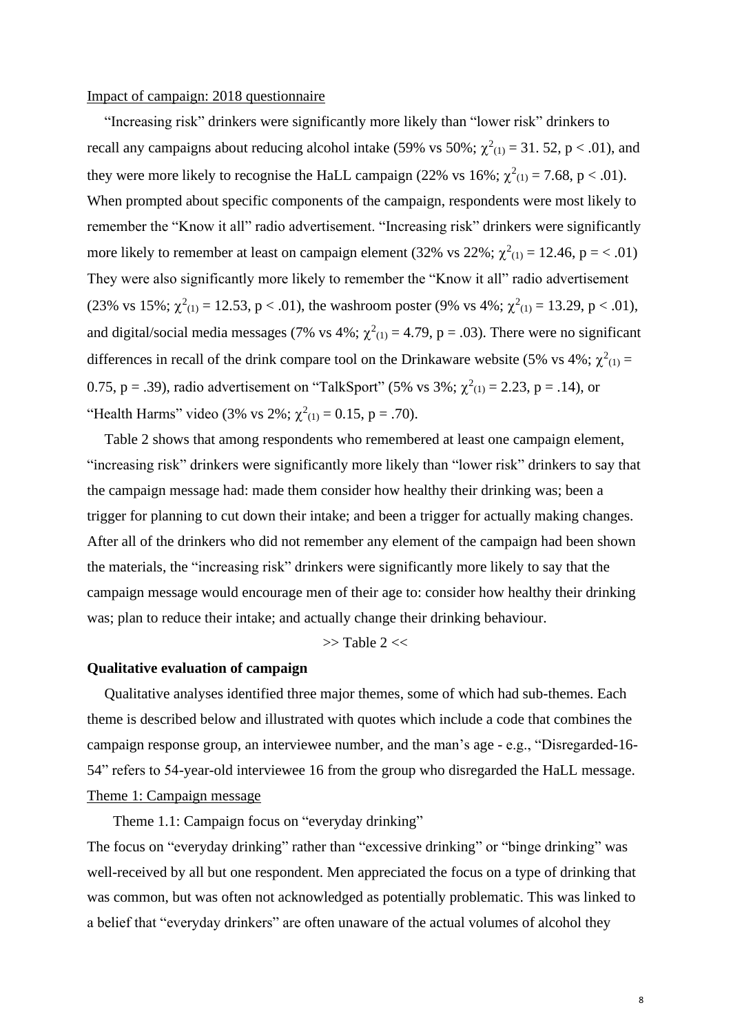Impact of campaign: 2018 questionnaire

"Increasing risk" drinkers were significantly more likely than "lower risk" drinkers to recall any campaigns about reducing alcohol intake (59% vs 50%; $\chi^2_{(1)} = 31.52$, $p < .01$), and they were more likely to recognise the HaLL campaign (22% vs 16%; $\chi^2_{(1)} = 7.68$, $p < .01$). When prompted about specific components of the campaign, respondents were most likely to remember the "Know it all" radio advertisement. "Increasing risk" drinkers were significantly more likely to remember at least on campaign element (32% vs 22%; $\chi^2_{(1)} = 12.46$, $p = < .01$) They were also significantly more likely to remember the "Know it all" radio advertisement (23% vs 15%; $\chi^2_{(1)} = 12.53$, $p < .01$), the washroom poster (9% vs 4%; $\chi^2_{(1)} = 13.29$, $p < .01$), and digital/social media messages (7% vs 4%; $\chi^2_{(1)} = 4.79$, $p = .03$). There were no significant differences in recall of the drink compare tool on the Drinkaware website (5% vs 4%; $\chi^2_{(1)} = 0.75$, $p = .39$), radio advertisement on "TalkSport" (5% vs 3%; $\chi^2_{(1)} = 2.23$, $p = .14$), or "Health Harms" video (3% vs 2%; $\chi^2_{(1)} = 0.15$, $p = .70$).

Table 2 shows that among respondents who remembered at least one campaign element, "increasing risk" drinkers were significantly more likely than "lower risk" drinkers to say that the campaign message had: made them consider how healthy their drinking was; been a trigger for planning to cut down their intake; and been a trigger for actually making changes. After all of the drinkers who did not remember any element of the campaign had been shown the materials, the "increasing risk" drinkers were significantly more likely to say that the campaign message would encourage men of their age to: consider how healthy their drinking was; plan to reduce their intake; and actually change their drinking behaviour.

>> Table 2 <<

**Qualitative evaluation of campaign**

Qualitative analyses identified three major themes, some of which had sub-themes. Each theme is described below and illustrated with quotes which include a code that combines the campaign response group, an interviewee number, and the man's age - e.g., "Disregarded-16-54" refers to 54-year-old interviewee 16 from the group who disregarded the HaLL message.

Theme 1: Campaign message

Theme 1.1: Campaign focus on "everyday drinking"

The focus on "everyday drinking" rather than "excessive drinking" or "binge drinking" was well-received by all but one respondent. Men appreciated the focus on a type of drinking that was common, but was often not acknowledged as potentially problematic. This was linked to a belief that "everyday drinkers" are often unaware of the actual volumes of alcohol they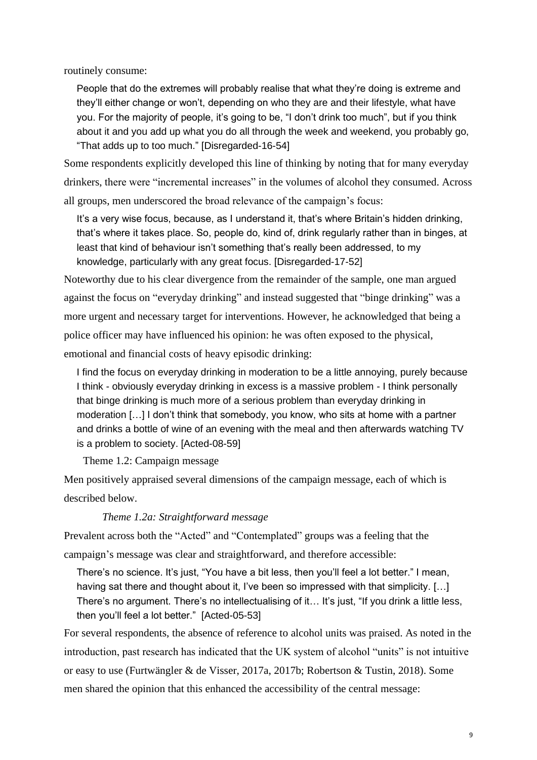routinely consume:

> People that do the extremes will probably realise that what they're doing is extreme and they'll either change or won't, depending on who they are and their lifestyle, what have you. For the majority of people, it's going to be, "I don't drink too much", but if you think about it and you add up what you do all through the week and weekend, you probably go, "That adds up to too much." [Disregarded-16-54]

Some respondents explicitly developed this line of thinking by noting that for many everyday drinkers, there were "incremental increases" in the volumes of alcohol they consumed. Across all groups, men underscored the broad relevance of the campaign's focus:

> It's a very wise focus, because, as I understand it, that's where Britain's hidden drinking, that's where it takes place. So, people do, kind of, drink regularly rather than in binges, at least that kind of behaviour isn't something that's really been addressed, to my knowledge, particularly with any great focus. [Disregarded-17-52]

Noteworthy due to his clear divergence from the remainder of the sample, one man argued against the focus on "everyday drinking" and instead suggested that "binge drinking" was a more urgent and necessary target for interventions. However, he acknowledged that being a police officer may have influenced his opinion: he was often exposed to the physical, emotional and financial costs of heavy episodic drinking:

> I find the focus on everyday drinking in moderation to be a little annoying, purely because I think - obviously everyday drinking in excess is a massive problem - I think personally that binge drinking is much more of a serious problem than everyday drinking in moderation […] I don't think that somebody, you know, who sits at home with a partner and drinks a bottle of wine of an evening with the meal and then afterwards watching TV is a problem to society. [Acted-08-59]

### Theme 1.2: Campaign message

Men positively appraised several dimensions of the campaign message, each of which is described below.

#### *Theme 1.2a: Straightforward message*

Prevalent across both the "Acted" and "Contemplated" groups was a feeling that the campaign's message was clear and straightforward, and therefore accessible:

> There's no science. It's just, "You have a bit less, then you'll feel a lot better." I mean, having sat there and thought about it, I've been so impressed with that simplicity. […] There's no argument. There's no intellectualising of it… It's just, "If you drink a little less, then you'll feel a lot better." [Acted-05-53]

For several respondents, the absence of reference to alcohol units was praised. As noted in the introduction, past research has indicated that the UK system of alcohol "units" is not intuitive or easy to use (Furtwängler & de Visser, 2017a, 2017b; Robertson & Tustin, 2018). Some men shared the opinion that this enhanced the accessibility of the central message: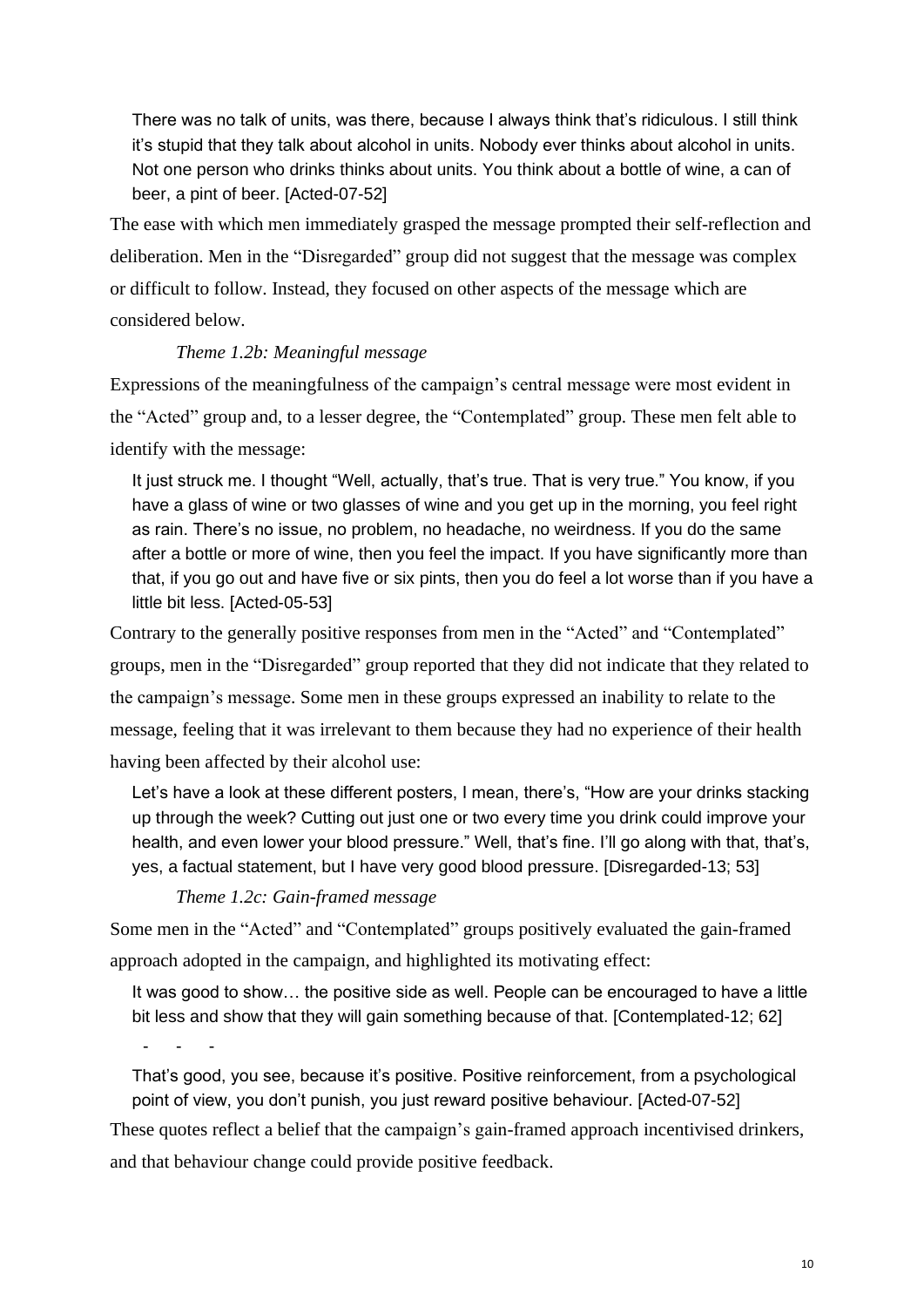> There was no talk of units, was there, because I always think that's ridiculous. I still think it's stupid that they talk about alcohol in units. Nobody ever thinks about alcohol in units. Not one person who drinks thinks about units. You think about a bottle of wine, a can of beer, a pint of beer. [Acted-07-52]

The ease with which men immediately grasped the message prompted their self-reflection and deliberation. Men in the "Disregarded" group did not suggest that the message was complex or difficult to follow. Instead, they focused on other aspects of the message which are considered below.

*Theme 1.2b: Meaningful message*

Expressions of the meaningfulness of the campaign's central message were most evident in the "Acted" group and, to a lesser degree, the "Contemplated" group. These men felt able to identify with the message:

> It just struck me. I thought "Well, actually, that's true. That is very true." You know, if you have a glass of wine or two glasses of wine and you get up in the morning, you feel right as rain. There's no issue, no problem, no headache, no weirdness. If you do the same after a bottle or more of wine, then you feel the impact. If you have significantly more than that, if you go out and have five or six pints, then you do feel a lot worse than if you have a little bit less. [Acted-05-53]

Contrary to the generally positive responses from men in the "Acted" and "Contemplated" groups, men in the "Disregarded" group reported that they did not indicate that they related to the campaign's message. Some men in these groups expressed an inability to relate to the message, feeling that it was irrelevant to them because they had no experience of their health having been affected by their alcohol use:

> Let's have a look at these different posters, I mean, there's, "How are your drinks stacking up through the week? Cutting out just one or two every time you drink could improve your health, and even lower your blood pressure." Well, that's fine. I'll go along with that, that's, yes, a factual statement, but I have very good blood pressure. [Disregarded-13; 53]

*Theme 1.2c: Gain-framed message*

Some men in the "Acted" and "Contemplated" groups positively evaluated the gain-framed approach adopted in the campaign, and highlighted its motivating effect:

> It was good to show… the positive side as well. People can be encouraged to have a little bit less and show that they will gain something because of that. [Contemplated-12; 62]
>
> \- - -
>
> That's good, you see, because it's positive. Positive reinforcement, from a psychological point of view, you don't punish, you just reward positive behaviour. [Acted-07-52]

These quotes reflect a belief that the campaign's gain-framed approach incentivised drinkers, and that behaviour change could provide positive feedback.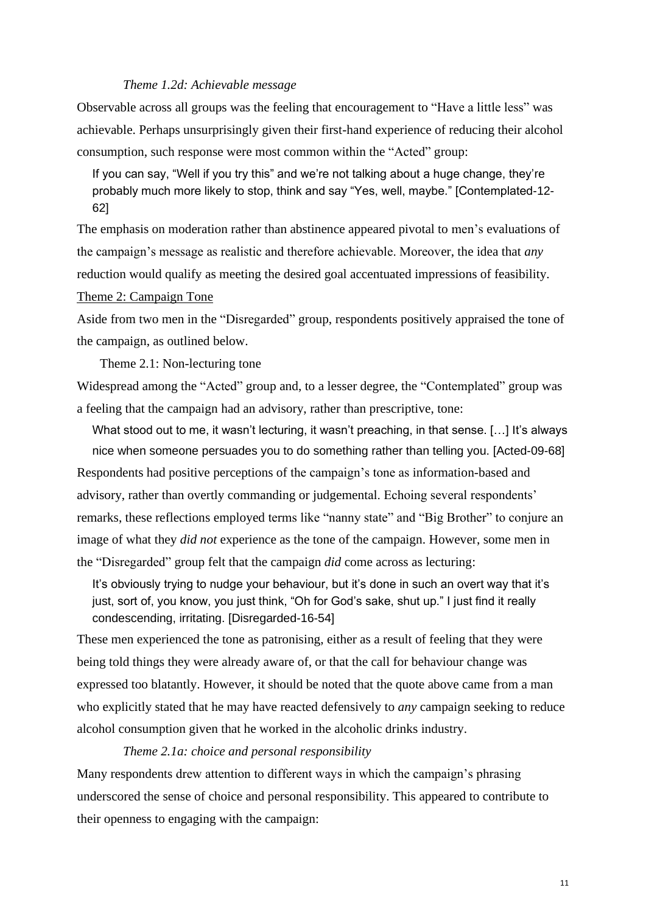*Theme 1.2d: Achievable message*

Observable across all groups was the feeling that encouragement to "Have a little less" was achievable. Perhaps unsurprisingly given their first-hand experience of reducing their alcohol consumption, such response were most common within the "Acted" group:

> If you can say, "Well if you try this" and we're not talking about a huge change, they're probably much more likely to stop, think and say "Yes, well, maybe." [Contemplated-12-62]

The emphasis on moderation rather than abstinence appeared pivotal to men's evaluations of the campaign's message as realistic and therefore achievable. Moreover, the idea that *any* reduction would qualify as meeting the desired goal accentuated impressions of feasibility.

Theme 2: Campaign Tone

Aside from two men in the "Disregarded" group, respondents positively appraised the tone of the campaign, as outlined below.

Theme 2.1: Non-lecturing tone

Widespread among the "Acted" group and, to a lesser degree, the "Contemplated" group was a feeling that the campaign had an advisory, rather than prescriptive, tone:

> What stood out to me, it wasn't lecturing, it wasn't preaching, in that sense. […] It's always nice when someone persuades you to do something rather than telling you. [Acted-09-68]

Respondents had positive perceptions of the campaign's tone as information-based and advisory, rather than overtly commanding or judgemental. Echoing several respondents' remarks, these reflections employed terms like "nanny state" and "Big Brother" to conjure an image of what they *did not* experience as the tone of the campaign. However, some men in the "Disregarded" group felt that the campaign *did* come across as lecturing:

> It's obviously trying to nudge your behaviour, but it's done in such an overt way that it's just, sort of, you know, you just think, "Oh for God's sake, shut up." I just find it really condescending, irritating. [Disregarded-16-54]

These men experienced the tone as patronising, either as a result of feeling that they were being told things they were already aware of, or that the call for behaviour change was expressed too blatantly. However, it should be noted that the quote above came from a man who explicitly stated that he may have reacted defensively to *any* campaign seeking to reduce alcohol consumption given that he worked in the alcoholic drinks industry.

*Theme 2.1a: choice and personal responsibility*

Many respondents drew attention to different ways in which the campaign's phrasing underscored the sense of choice and personal responsibility. This appeared to contribute to their openness to engaging with the campaign: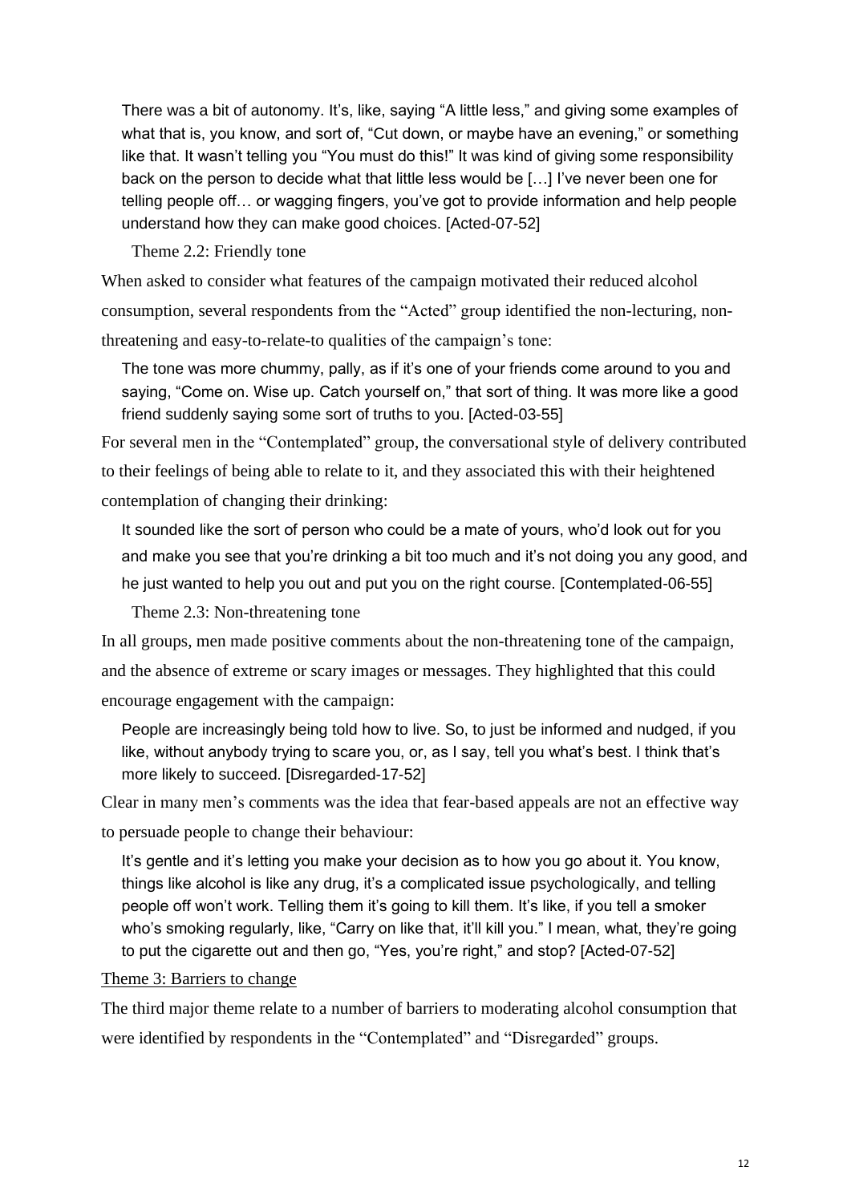> There was a bit of autonomy. It's, like, saying "A little less," and giving some examples of what that is, you know, and sort of, "Cut down, or maybe have an evening," or something like that. It wasn't telling you "You must do this!" It was kind of giving some responsibility back on the person to decide what that little less would be […] I've never been one for telling people off… or wagging fingers, you've got to provide information and help people understand how they can make good choices. [Acted-07-52]

### Theme 2.2: Friendly tone

When asked to consider what features of the campaign motivated their reduced alcohol consumption, several respondents from the "Acted" group identified the non-lecturing, non-threatening and easy-to-relate-to qualities of the campaign's tone:

> The tone was more chummy, pally, as if it's one of your friends come around to you and saying, "Come on. Wise up. Catch yourself on," that sort of thing. It was more like a good friend suddenly saying some sort of truths to you. [Acted-03-55]

For several men in the "Contemplated" group, the conversational style of delivery contributed to their feelings of being able to relate to it, and they associated this with their heightened contemplation of changing their drinking:

> It sounded like the sort of person who could be a mate of yours, who'd look out for you and make you see that you're drinking a bit too much and it's not doing you any good, and he just wanted to help you out and put you on the right course. [Contemplated-06-55]

### Theme 2.3: Non-threatening tone

In all groups, men made positive comments about the non-threatening tone of the campaign, and the absence of extreme or scary images or messages. They highlighted that this could encourage engagement with the campaign:

> People are increasingly being told how to live. So, to just be informed and nudged, if you like, without anybody trying to scare you, or, as I say, tell you what's best. I think that's more likely to succeed. [Disregarded-17-52]

Clear in many men's comments was the idea that fear-based appeals are not an effective way to persuade people to change their behaviour:

> It's gentle and it's letting you make your decision as to how you go about it. You know, things like alcohol is like any drug, it's a complicated issue psychologically, and telling people off won't work. Telling them it's going to kill them. It's like, if you tell a smoker who's smoking regularly, like, "Carry on like that, it'll kill you." I mean, what, they're going to put the cigarette out and then go, "Yes, you're right," and stop? [Acted-07-52]

## Theme 3: Barriers to change

The third major theme relate to a number of barriers to moderating alcohol consumption that were identified by respondents in the "Contemplated" and "Disregarded" groups.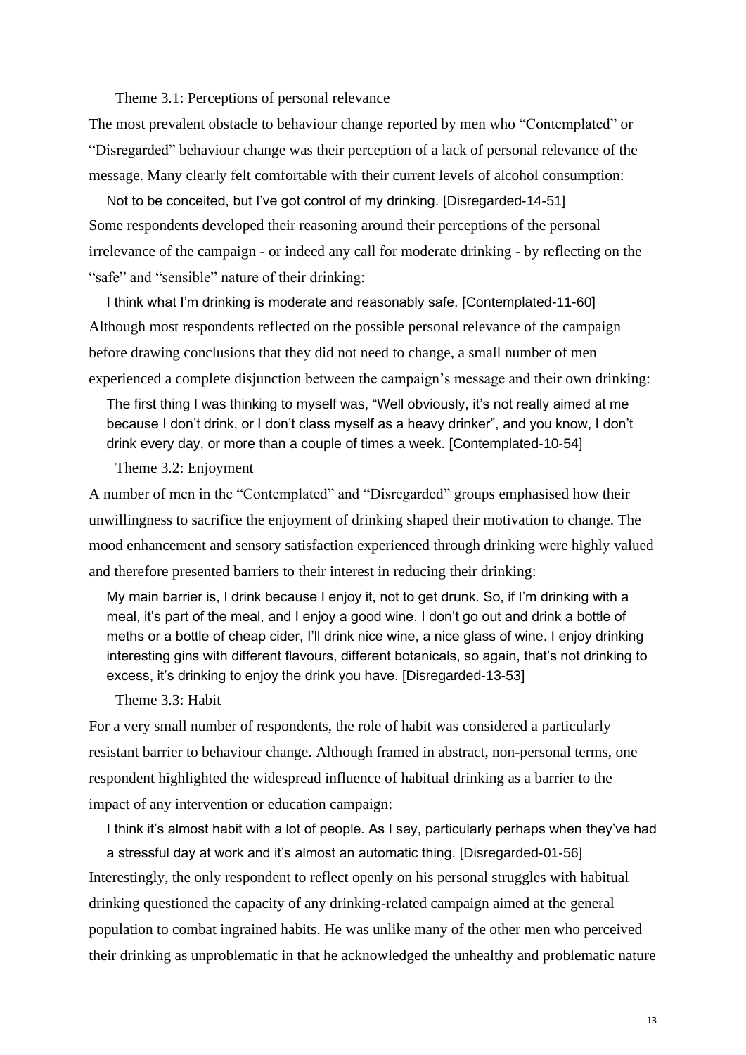### Theme 3.1: Perceptions of personal relevance

The most prevalent obstacle to behaviour change reported by men who "Contemplated" or "Disregarded" behaviour change was their perception of a lack of personal relevance of the message. Many clearly felt comfortable with their current levels of alcohol consumption:

> Not to be conceited, but I've got control of my drinking. [Disregarded-14-51]

Some respondents developed their reasoning around their perceptions of the personal irrelevance of the campaign - or indeed any call for moderate drinking - by reflecting on the "safe" and "sensible" nature of their drinking:

> I think what I'm drinking is moderate and reasonably safe. [Contemplated-11-60]

Although most respondents reflected on the possible personal relevance of the campaign before drawing conclusions that they did not need to change, a small number of men experienced a complete disjunction between the campaign's message and their own drinking:

> The first thing I was thinking to myself was, "Well obviously, it's not really aimed at me because I don't drink, or I don't class myself as a heavy drinker", and you know, I don't drink every day, or more than a couple of times a week. [Contemplated-10-54]

### Theme 3.2: Enjoyment

A number of men in the "Contemplated" and "Disregarded" groups emphasised how their unwillingness to sacrifice the enjoyment of drinking shaped their motivation to change. The mood enhancement and sensory satisfaction experienced through drinking were highly valued and therefore presented barriers to their interest in reducing their drinking:

> My main barrier is, I drink because I enjoy it, not to get drunk. So, if I'm drinking with a meal, it's part of the meal, and I enjoy a good wine. I don't go out and drink a bottle of meths or a bottle of cheap cider, I'll drink nice wine, a nice glass of wine. I enjoy drinking interesting gins with different flavours, different botanicals, so again, that's not drinking to excess, it's drinking to enjoy the drink you have. [Disregarded-13-53]

### Theme 3.3: Habit

For a very small number of respondents, the role of habit was considered a particularly resistant barrier to behaviour change. Although framed in abstract, non-personal terms, one respondent highlighted the widespread influence of habitual drinking as a barrier to the impact of any intervention or education campaign:

> I think it's almost habit with a lot of people. As I say, particularly perhaps when they've had a stressful day at work and it's almost an automatic thing. [Disregarded-01-56]

Interestingly, the only respondent to reflect openly on his personal struggles with habitual drinking questioned the capacity of any drinking-related campaign aimed at the general population to combat ingrained habits. He was unlike many of the other men who perceived their drinking as unproblematic in that he acknowledged the unhealthy and problematic nature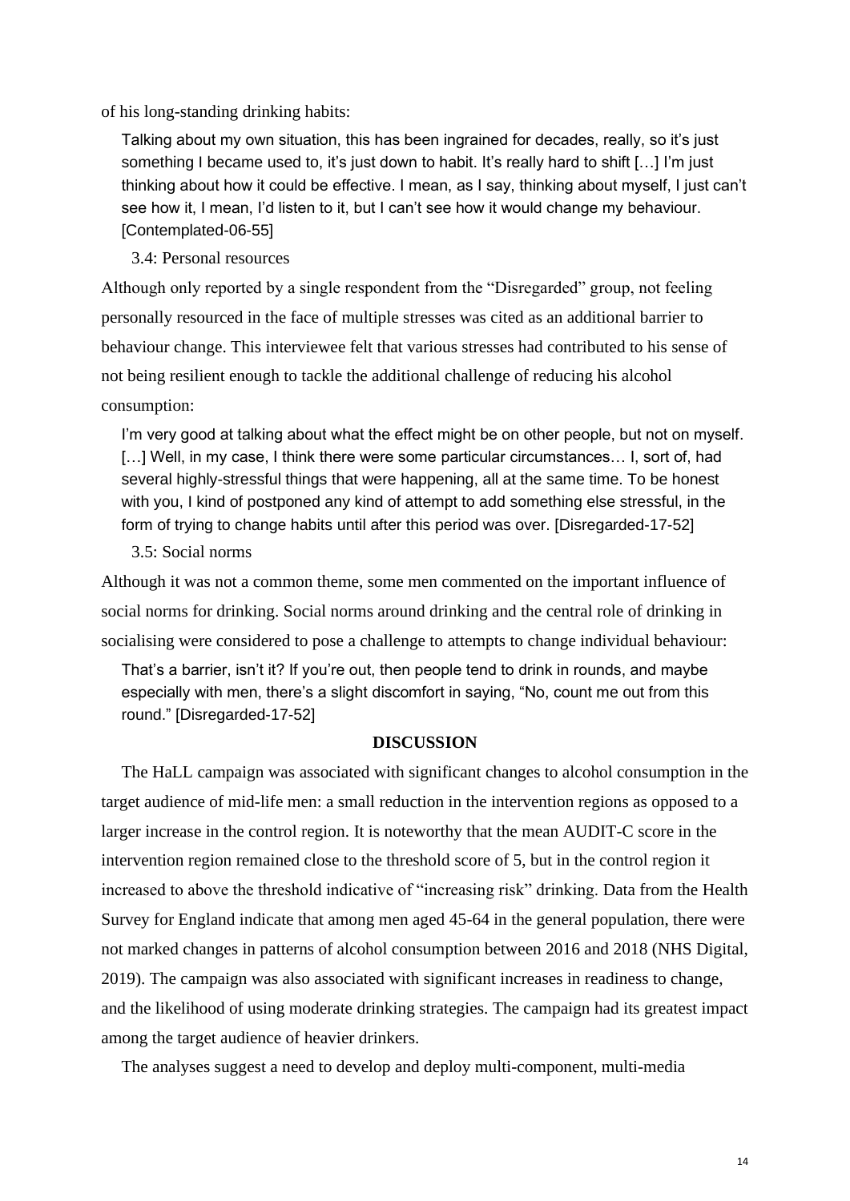of his long-standing drinking habits:

> Talking about my own situation, this has been ingrained for decades, really, so it's just something I became used to, it's just down to habit. It's really hard to shift […] I'm just thinking about how it could be effective. I mean, as I say, thinking about myself, I just can't see how it, I mean, I'd listen to it, but I can't see how it would change my behaviour. [Contemplated-06-55]

### 3.4: Personal resources

Although only reported by a single respondent from the "Disregarded" group, not feeling personally resourced in the face of multiple stresses was cited as an additional barrier to behaviour change. This interviewee felt that various stresses had contributed to his sense of not being resilient enough to tackle the additional challenge of reducing his alcohol consumption:

> I'm very good at talking about what the effect might be on other people, but not on myself. […] Well, in my case, I think there were some particular circumstances… I, sort of, had several highly-stressful things that were happening, all at the same time. To be honest with you, I kind of postponed any kind of attempt to add something else stressful, in the form of trying to change habits until after this period was over. [Disregarded-17-52]

### 3.5: Social norms

Although it was not a common theme, some men commented on the important influence of social norms for drinking. Social norms around drinking and the central role of drinking in socialising were considered to pose a challenge to attempts to change individual behaviour:

> That's a barrier, isn't it? If you're out, then people tend to drink in rounds, and maybe especially with men, there's a slight discomfort in saying, "No, count me out from this round." [Disregarded-17-52]

## DISCUSSION

The HaLL campaign was associated with significant changes to alcohol consumption in the target audience of mid-life men: a small reduction in the intervention regions as opposed to a larger increase in the control region. It is noteworthy that the mean AUDIT-C score in the intervention region remained close to the threshold score of 5, but in the control region it increased to above the threshold indicative of "increasing risk" drinking. Data from the Health Survey for England indicate that among men aged 45-64 in the general population, there were not marked changes in patterns of alcohol consumption between 2016 and 2018 (NHS Digital, 2019). The campaign was also associated with significant increases in readiness to change, and the likelihood of using moderate drinking strategies. The campaign had its greatest impact among the target audience of heavier drinkers.

The analyses suggest a need to develop and deploy multi-component, multi-media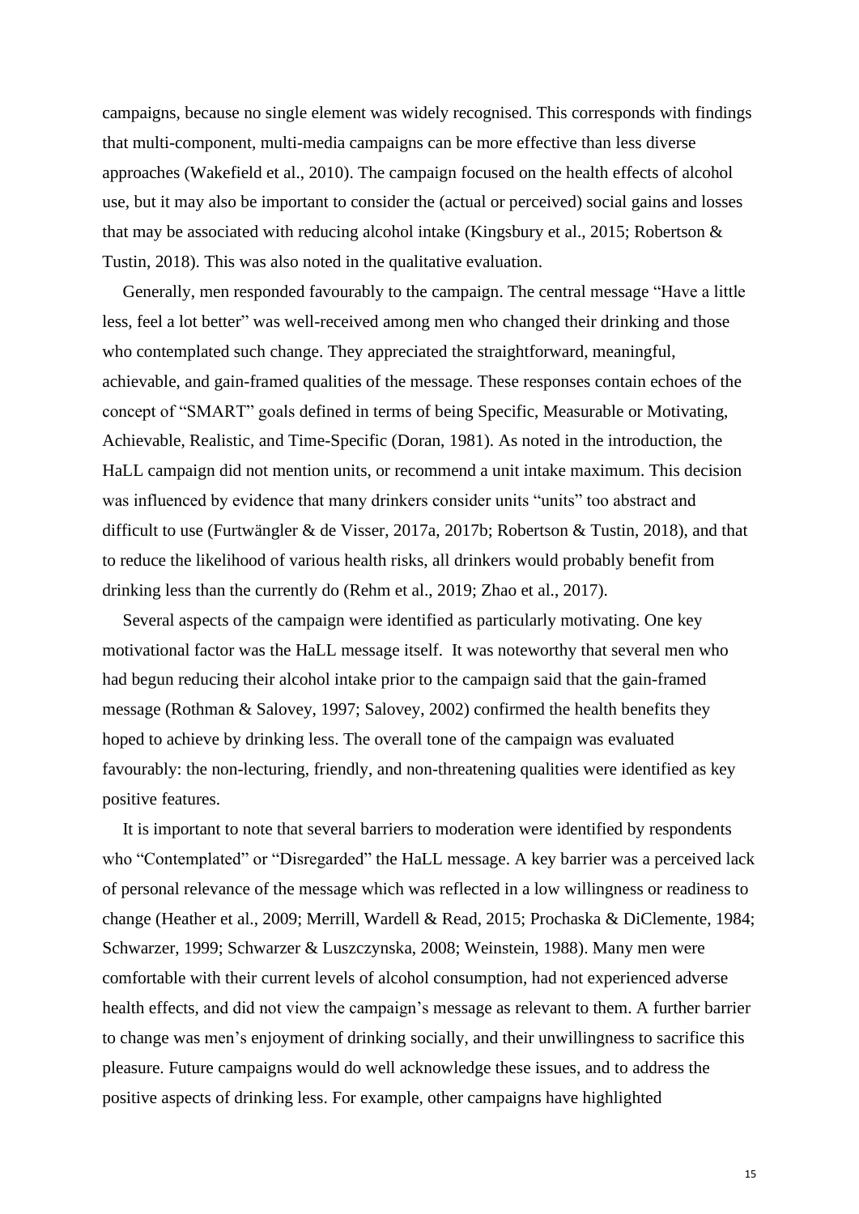campaigns, because no single element was widely recognised. This corresponds with findings that multi-component, multi-media campaigns can be more effective than less diverse approaches (Wakefield et al., 2010). The campaign focused on the health effects of alcohol use, but it may also be important to consider the (actual or perceived) social gains and losses that may be associated with reducing alcohol intake (Kingsbury et al., 2015; Robertson & Tustin, 2018). This was also noted in the qualitative evaluation.

Generally, men responded favourably to the campaign. The central message "Have a little less, feel a lot better" was well-received among men who changed their drinking and those who contemplated such change. They appreciated the straightforward, meaningful, achievable, and gain-framed qualities of the message. These responses contain echoes of the concept of "SMART" goals defined in terms of being Specific, Measurable or Motivating, Achievable, Realistic, and Time-Specific (Doran, 1981). As noted in the introduction, the HaLL campaign did not mention units, or recommend a unit intake maximum. This decision was influenced by evidence that many drinkers consider units "units" too abstract and difficult to use (Furtwängler & de Visser, 2017a, 2017b; Robertson & Tustin, 2018), and that to reduce the likelihood of various health risks, all drinkers would probably benefit from drinking less than the currently do (Rehm et al., 2019; Zhao et al., 2017).

Several aspects of the campaign were identified as particularly motivating. One key motivational factor was the HaLL message itself. It was noteworthy that several men who had begun reducing their alcohol intake prior to the campaign said that the gain-framed message (Rothman & Salovey, 1997; Salovey, 2002) confirmed the health benefits they hoped to achieve by drinking less. The overall tone of the campaign was evaluated favourably: the non-lecturing, friendly, and non-threatening qualities were identified as key positive features.

It is important to note that several barriers to moderation were identified by respondents who "Contemplated" or "Disregarded" the HaLL message. A key barrier was a perceived lack of personal relevance of the message which was reflected in a low willingness or readiness to change (Heather et al., 2009; Merrill, Wardell & Read, 2015; Prochaska & DiClemente, 1984; Schwarzer, 1999; Schwarzer & Luszczynska, 2008; Weinstein, 1988). Many men were comfortable with their current levels of alcohol consumption, had not experienced adverse health effects, and did not view the campaign's message as relevant to them. A further barrier to change was men's enjoyment of drinking socially, and their unwillingness to sacrifice this pleasure. Future campaigns would do well acknowledge these issues, and to address the positive aspects of drinking less. For example, other campaigns have highlighted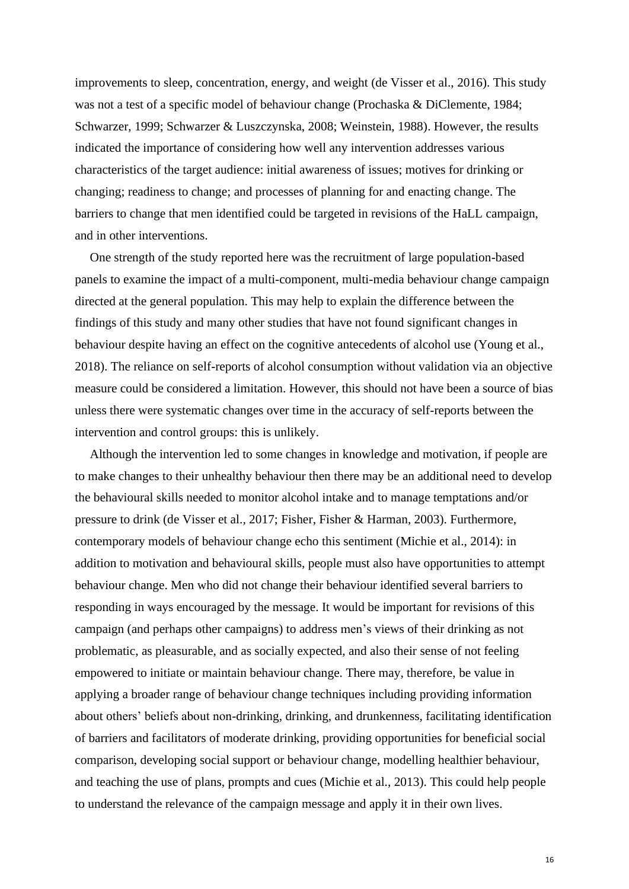improvements to sleep, concentration, energy, and weight (de Visser et al., 2016). This study was not a test of a specific model of behaviour change (Prochaska & DiClemente, 1984; Schwarzer, 1999; Schwarzer & Luszczynska, 2008; Weinstein, 1988). However, the results indicated the importance of considering how well any intervention addresses various characteristics of the target audience: initial awareness of issues; motives for drinking or changing; readiness to change; and processes of planning for and enacting change. The barriers to change that men identified could be targeted in revisions of the HaLL campaign, and in other interventions.

One strength of the study reported here was the recruitment of large population-based panels to examine the impact of a multi-component, multi-media behaviour change campaign directed at the general population. This may help to explain the difference between the findings of this study and many other studies that have not found significant changes in behaviour despite having an effect on the cognitive antecedents of alcohol use (Young et al., 2018). The reliance on self-reports of alcohol consumption without validation via an objective measure could be considered a limitation. However, this should not have been a source of bias unless there were systematic changes over time in the accuracy of self-reports between the intervention and control groups: this is unlikely.

Although the intervention led to some changes in knowledge and motivation, if people are to make changes to their unhealthy behaviour then there may be an additional need to develop the behavioural skills needed to monitor alcohol intake and to manage temptations and/or pressure to drink (de Visser et al., 2017; Fisher, Fisher & Harman, 2003). Furthermore, contemporary models of behaviour change echo this sentiment (Michie et al., 2014): in addition to motivation and behavioural skills, people must also have opportunities to attempt behaviour change. Men who did not change their behaviour identified several barriers to responding in ways encouraged by the message. It would be important for revisions of this campaign (and perhaps other campaigns) to address men's views of their drinking as not problematic, as pleasurable, and as socially expected, and also their sense of not feeling empowered to initiate or maintain behaviour change. There may, therefore, be value in applying a broader range of behaviour change techniques including providing information about others' beliefs about non-drinking, drinking, and drunkenness, facilitating identification of barriers and facilitators of moderate drinking, providing opportunities for beneficial social comparison, developing social support or behaviour change, modelling healthier behaviour, and teaching the use of plans, prompts and cues (Michie et al., 2013). This could help people to understand the relevance of the campaign message and apply it in their own lives.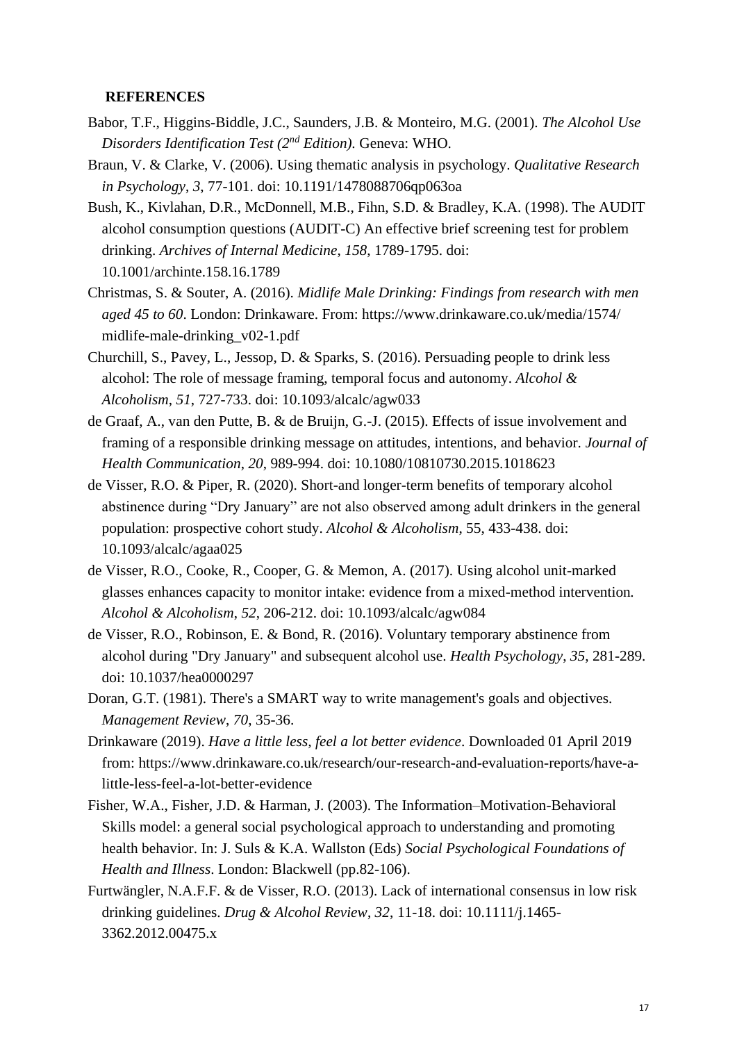## REFERENCES

Babor, T.F., Higgins-Biddle, J.C., Saunders, J.B. & Monteiro, M.G. (2001). *The Alcohol Use Disorders Identification Test (2nd Edition)*. Geneva: WHO.

Braun, V. & Clarke, V. (2006). Using thematic analysis in psychology. *Qualitative Research in Psychology*, *3*, 77-101. doi: 10.1191/1478088706qp063oa

Bush, K., Kivlahan, D.R., McDonnell, M.B., Fihn, S.D. & Bradley, K.A. (1998). The AUDIT alcohol consumption questions (AUDIT-C) An effective brief screening test for problem drinking. *Archives of Internal Medicine*, *158*, 1789-1795. doi: 10.1001/archinte.158.16.1789

Christmas, S. & Souter, A. (2016). *Midlife Male Drinking: Findings from research with men aged 45 to 60*. London: Drinkaware. From: https://www.drinkaware.co.uk/media/1574/midlife-male-drinking_v02-1.pdf

Churchill, S., Pavey, L., Jessop, D. & Sparks, S. (2016). Persuading people to drink less alcohol: The role of message framing, temporal focus and autonomy. *Alcohol & Alcoholism*, *51*, 727-733. doi: 10.1093/alcalc/agw033

de Graaf, A., van den Putte, B. & de Bruijn, G.-J. (2015). Effects of issue involvement and framing of a responsible drinking message on attitudes, intentions, and behavior. *Journal of Health Communication*, *20*, 989-994. doi: 10.1080/10810730.2015.1018623

de Visser, R.O. & Piper, R. (2020). Short-and longer-term benefits of temporary alcohol abstinence during "Dry January" are not also observed among adult drinkers in the general population: prospective cohort study. *Alcohol & Alcoholism*, 55, 433-438. doi: 10.1093/alcalc/agaa025

de Visser, R.O., Cooke, R., Cooper, G. & Memon, A. (2017). Using alcohol unit-marked glasses enhances capacity to monitor intake: evidence from a mixed-method intervention. *Alcohol & Alcoholism*, *52*, 206-212. doi: 10.1093/alcalc/agw084

de Visser, R.O., Robinson, E. & Bond, R. (2016). Voluntary temporary abstinence from alcohol during "Dry January" and subsequent alcohol use. *Health Psychology*, *35*, 281-289. doi: 10.1037/hea0000297

Doran, G.T. (1981). There's a SMART way to write management's goals and objectives. *Management Review*, *70*, 35-36.

Drinkaware (2019). *Have a little less, feel a lot better evidence*. Downloaded 01 April 2019 from: https://www.drinkaware.co.uk/research/our-research-and-evaluation-reports/have-a-little-less-feel-a-lot-better-evidence

Fisher, W.A., Fisher, J.D. & Harman, J. (2003). The Information–Motivation-Behavioral Skills model: a general social psychological approach to understanding and promoting health behavior. In: J. Suls & K.A. Wallston (Eds) *Social Psychological Foundations of Health and Illness*. London: Blackwell (pp.82-106).

Furtwängler, N.A.F.F. & de Visser, R.O. (2013). Lack of international consensus in low risk drinking guidelines. *Drug & Alcohol Review*, *32*, 11-18. doi: 10.1111/j.1465-3362.2012.00475.x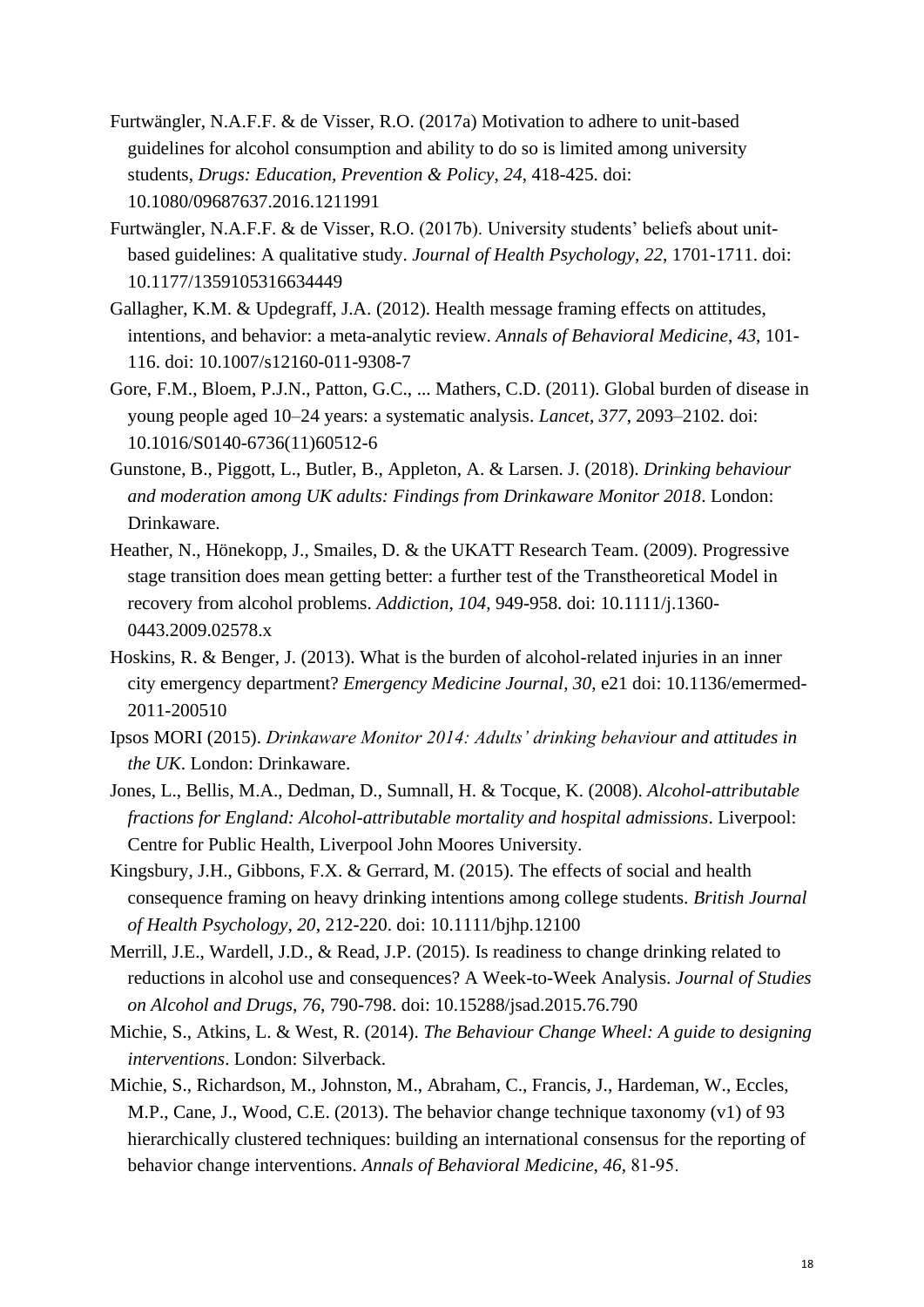Furtwängler, N.A.F.F. & de Visser, R.O. (2017a) Motivation to adhere to unit-based guidelines for alcohol consumption and ability to do so is limited among university students, *Drugs: Education, Prevention & Policy*, *24*, 418-425. doi: 10.1080/09687637.2016.1211991

Furtwängler, N.A.F.F. & de Visser, R.O. (2017b). University students' beliefs about unit-based guidelines: A qualitative study. *Journal of Health Psychology*, *22*, 1701-1711. doi: 10.1177/1359105316634449

Gallagher, K.M. & Updegraff, J.A. (2012). Health message framing effects on attitudes, intentions, and behavior: a meta-analytic review. *Annals of Behavioral Medicine*, *43*, 101-116. doi: 10.1007/s12160-011-9308-7

Gore, F.M., Bloem, P.J.N., Patton, G.C., ... Mathers, C.D. (2011). Global burden of disease in young people aged 10–24 years: a systematic analysis. *Lancet*, *377*, 2093–2102. doi: 10.1016/S0140-6736(11)60512-6

Gunstone, B., Piggott, L., Butler, B., Appleton, A. & Larsen. J. (2018). *Drinking behaviour and moderation among UK adults: Findings from Drinkaware Monitor 2018*. London: Drinkaware.

Heather, N., Hönekopp, J., Smailes, D. & the UKATT Research Team. (2009). Progressive stage transition does mean getting better: a further test of the Transtheoretical Model in recovery from alcohol problems. *Addiction*, *104*, 949-958. doi: 10.1111/j.1360-0443.2009.02578.x

Hoskins, R. & Benger, J. (2013). What is the burden of alcohol-related injuries in an inner city emergency department? *Emergency Medicine Journal*, *30*, e21 doi: 10.1136/emermed-2011-200510

Ipsos MORI (2015). *Drinkaware Monitor 2014: Adults' drinking behaviour and attitudes in the UK*. London: Drinkaware.

Jones, L., Bellis, M.A., Dedman, D., Sumnall, H. & Tocque, K. (2008). *Alcohol-attributable fractions for England: Alcohol-attributable mortality and hospital admissions*. Liverpool: Centre for Public Health, Liverpool John Moores University.

Kingsbury, J.H., Gibbons, F.X. & Gerrard, M. (2015). The effects of social and health consequence framing on heavy drinking intentions among college students. *British Journal of Health Psychology*, *20*, 212-220. doi: 10.1111/bjhp.12100

Merrill, J.E., Wardell, J.D., & Read, J.P. (2015). Is readiness to change drinking related to reductions in alcohol use and consequences? A Week-to-Week Analysis. *Journal of Studies on Alcohol and Drugs*, *76*, 790-798. doi: 10.15288/jsad.2015.76.790

Michie, S., Atkins, L. & West, R. (2014). *The Behaviour Change Wheel: A guide to designing interventions*. London: Silverback.

Michie, S., Richardson, M., Johnston, M., Abraham, C., Francis, J., Hardeman, W., Eccles, M.P., Cane, J., Wood, C.E. (2013). The behavior change technique taxonomy (v1) of 93 hierarchically clustered techniques: building an international consensus for the reporting of behavior change interventions. *Annals of Behavioral Medicine*, *46*, 81-95.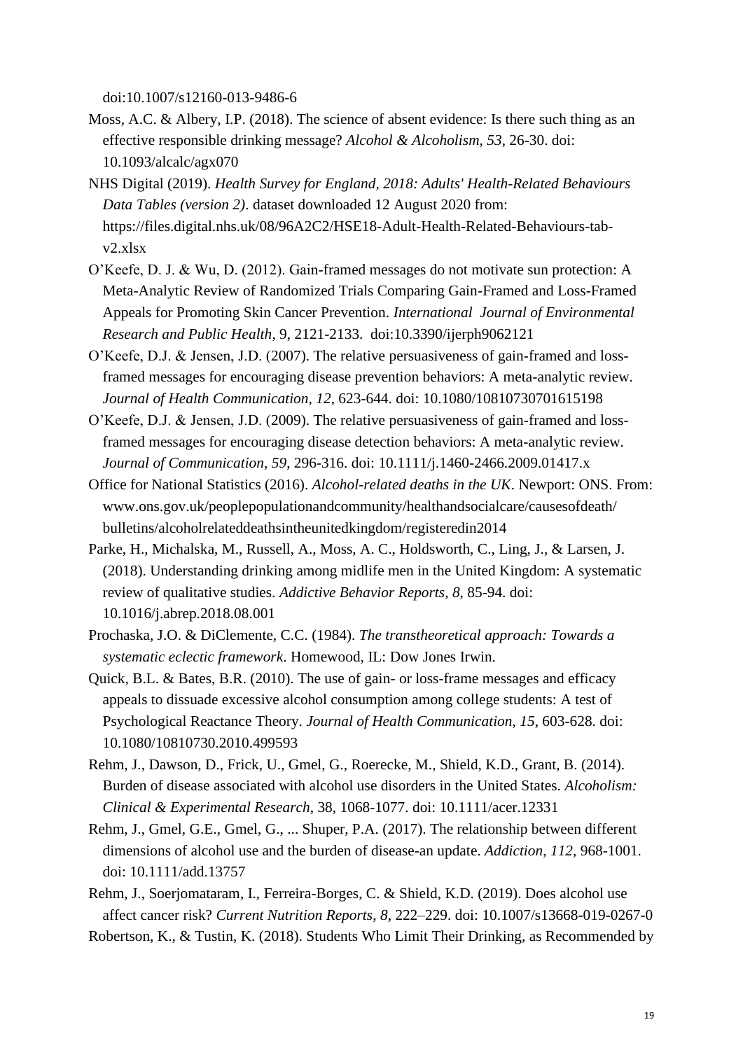doi:10.1007/s12160-013-9486-6

Moss, A.C. & Albery, I.P. (2018). The science of absent evidence: Is there such thing as an effective responsible drinking message? *Alcohol & Alcoholism, 53*, 26-30. doi: 10.1093/alcalc/agx070

NHS Digital (2019). *Health Survey for England, 2018: Adults' Health-Related Behaviours Data Tables (version 2)*. dataset downloaded 12 August 2020 from: https://files.digital.nhs.uk/08/96A2C2/HSE18-Adult-Health-Related-Behaviours-tab-v2.xlsx

O'Keefe, D. J. & Wu, D. (2012). Gain-framed messages do not motivate sun protection: A Meta-Analytic Review of Randomized Trials Comparing Gain-Framed and Loss-Framed Appeals for Promoting Skin Cancer Prevention. *International Journal of Environmental Research and Public Health*, 9, 2121-2133. doi:10.3390/ijerph9062121

O'Keefe, D.J. & Jensen, J.D. (2007). The relative persuasiveness of gain-framed and loss-framed messages for encouraging disease prevention behaviors: A meta-analytic review. *Journal of Health Communication*, *12*, 623-644. doi: 10.1080/10810730701615198

O'Keefe, D.J. & Jensen, J.D. (2009). The relative persuasiveness of gain-framed and loss-framed messages for encouraging disease detection behaviors: A meta-analytic review. *Journal of Communication*, *59*, 296-316. doi: 10.1111/j.1460-2466.2009.01417.x

Office for National Statistics (2016). *Alcohol-related deaths in the UK*. Newport: ONS. From: www.ons.gov.uk/peoplepopulationandcommunity/healthandsocialcare/causesofdeath/bulletins/alcoholrelateddeathsintheunitedkingdom/registeredin2014

Parke, H., Michalska, M., Russell, A., Moss, A. C., Holdsworth, C., Ling, J., & Larsen, J. (2018). Understanding drinking among midlife men in the United Kingdom: A systematic review of qualitative studies. *Addictive Behavior Reports*, *8*, 85-94. doi: 10.1016/j.abrep.2018.08.001

Prochaska, J.O. & DiClemente, C.C. (1984). *The transtheoretical approach: Towards a systematic eclectic framework*. Homewood, IL: Dow Jones Irwin.

Quick, B.L. & Bates, B.R. (2010). The use of gain- or loss-frame messages and efficacy appeals to dissuade excessive alcohol consumption among college students: A test of Psychological Reactance Theory. *Journal of Health Communication, 15*, 603-628. doi: 10.1080/10810730.2010.499593

Rehm, J., Dawson, D., Frick, U., Gmel, G., Roerecke, M., Shield, K.D., Grant, B. (2014). Burden of disease associated with alcohol use disorders in the United States. *Alcoholism: Clinical & Experimental Research*, 38, 1068-1077. doi: 10.1111/acer.12331

Rehm, J., Gmel, G.E., Gmel, G., ... Shuper, P.A. (2017). The relationship between different dimensions of alcohol use and the burden of disease-an update. *Addiction*, *112*, 968-1001. doi: 10.1111/add.13757

Rehm, J., Soerjomataram, I., Ferreira-Borges, C. & Shield, K.D. (2019). Does alcohol use affect cancer risk? *Current Nutrition Reports*, *8*, 222–229. doi: 10.1007/s13668-019-0267-0

Robertson, K., & Tustin, K. (2018). Students Who Limit Their Drinking, as Recommended by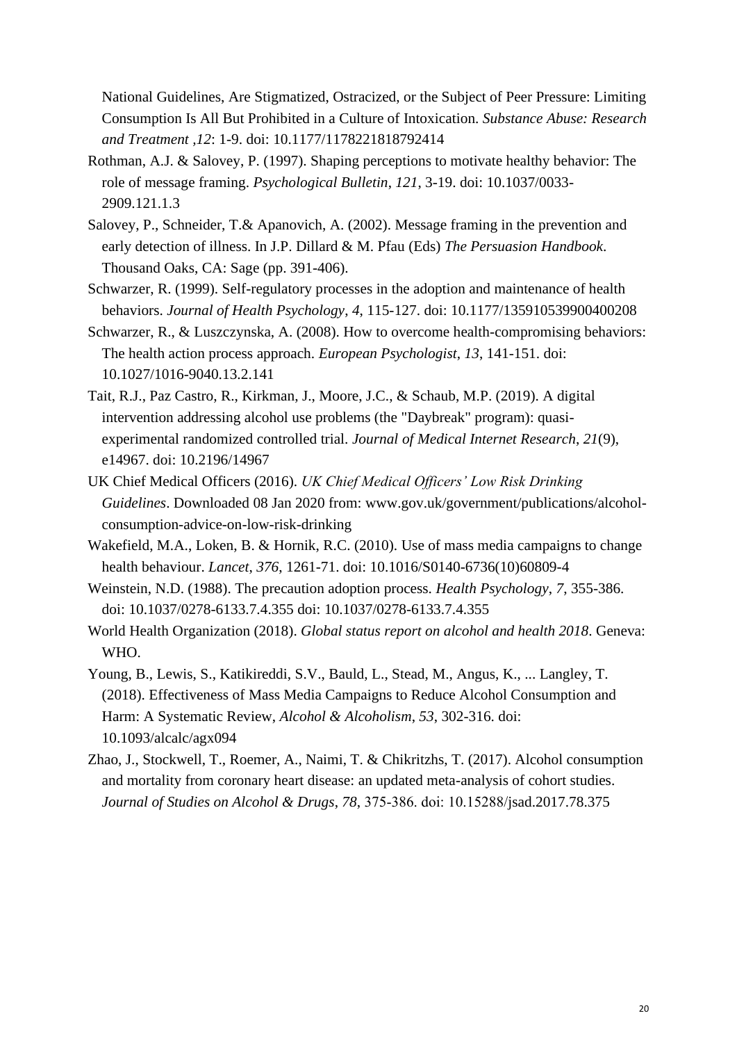National Guidelines, Are Stigmatized, Ostracized, or the Subject of Peer Pressure: Limiting Consumption Is All But Prohibited in a Culture of Intoxication. *Substance Abuse: Research and Treatment ,12*: 1-9. doi: 10.1177/1178221818792414

Rothman, A.J. & Salovey, P. (1997). Shaping perceptions to motivate healthy behavior: The role of message framing. *Psychological Bulletin*, *121*, 3-19. doi: 10.1037/0033-2909.121.1.3

Salovey, P., Schneider, T.& Apanovich, A. (2002). Message framing in the prevention and early detection of illness. In J.P. Dillard & M. Pfau (Eds) *The Persuasion Handbook*. Thousand Oaks, CA: Sage (pp. 391-406).

Schwarzer, R. (1999). Self-regulatory processes in the adoption and maintenance of health behaviors. *Journal of Health Psychology*, *4*, 115-127. doi: 10.1177/135910539900400208

Schwarzer, R., & Luszczynska, A. (2008). How to overcome health-compromising behaviors: The health action process approach. *European Psychologist*, *13*, 141-151. doi: 10.1027/1016-9040.13.2.141

Tait, R.J., Paz Castro, R., Kirkman, J., Moore, J.C., & Schaub, M.P. (2019). A digital intervention addressing alcohol use problems (the "Daybreak" program): quasi-experimental randomized controlled trial. *Journal of Medical Internet Research*, *21*(9), e14967. doi: 10.2196/14967

UK Chief Medical Officers (2016). *UK Chief Medical Officers' Low Risk Drinking Guidelines*. Downloaded 08 Jan 2020 from: www.gov.uk/government/publications/alcohol-consumption-advice-on-low-risk-drinking

Wakefield, M.A., Loken, B. & Hornik, R.C. (2010). Use of mass media campaigns to change health behaviour. *Lancet*, *376*, 1261-71. doi: 10.1016/S0140-6736(10)60809-4

Weinstein, N.D. (1988). The precaution adoption process. *Health Psychology*, *7*, 355-386. doi: 10.1037/0278-6133.7.4.355 doi: 10.1037/0278-6133.7.4.355

World Health Organization (2018). *Global status report on alcohol and health 2018*. Geneva: WHO.

Young, B., Lewis, S., Katikireddi, S.V., Bauld, L., Stead, M., Angus, K., ... Langley, T. (2018). Effectiveness of Mass Media Campaigns to Reduce Alcohol Consumption and Harm: A Systematic Review, *Alcohol & Alcoholism*, *53*, 302-316. doi: 10.1093/alcalc/agx094

Zhao, J., Stockwell, T., Roemer, A., Naimi, T. & Chikritzhs, T. (2017). Alcohol consumption and mortality from coronary heart disease: an updated meta-analysis of cohort studies. *Journal of Studies on Alcohol & Drugs*, *78*, 375-386. doi: 10.15288/jsad.2017.78.375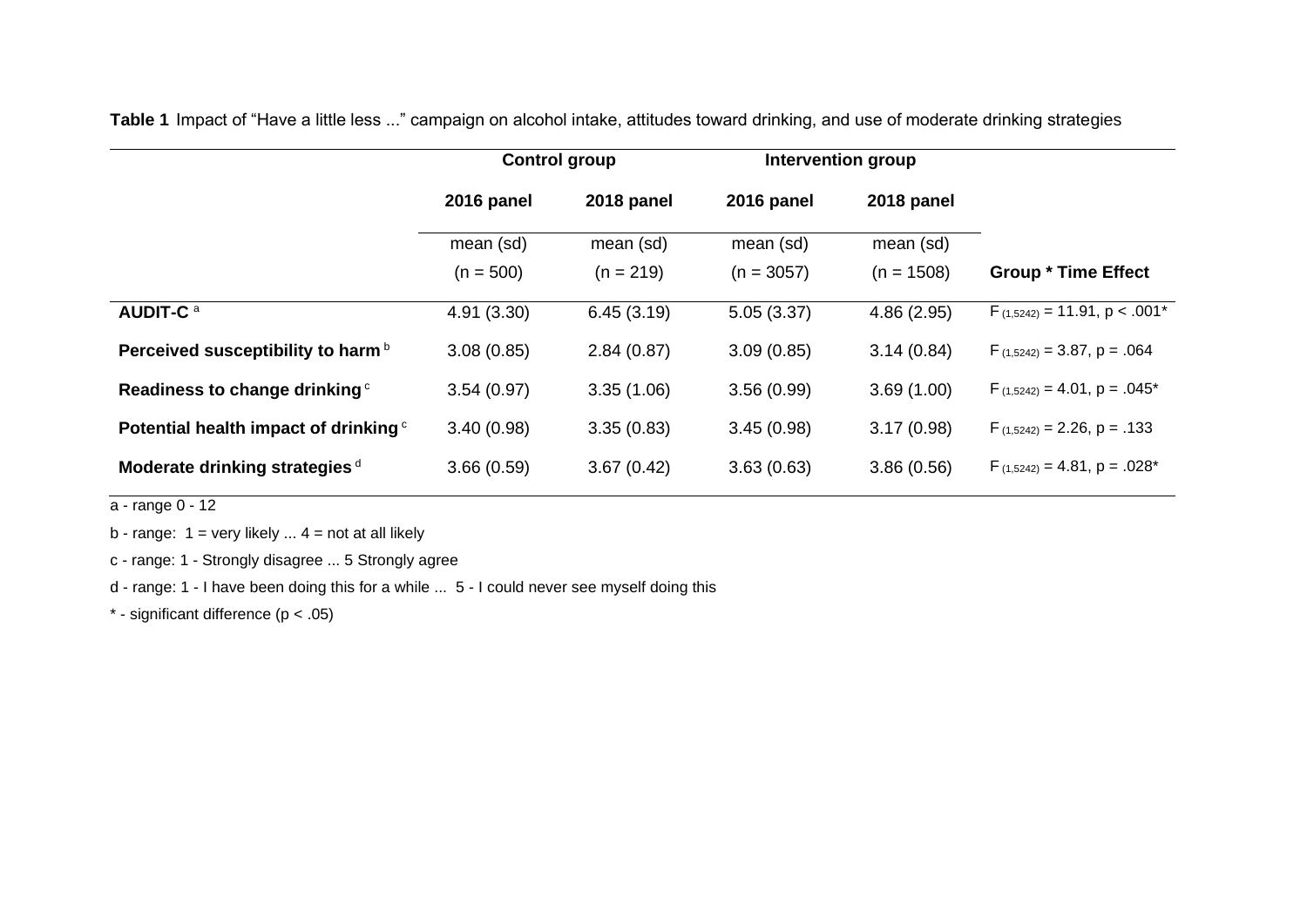**Table 1** Impact of "Have a little less ..." campaign on alcohol intake, attitudes toward drinking, and use of moderate drinking strategies

| | Control group | | Intervention group | | |
|---|---|---|---|---|---|
| | 2016 panel | 2018 panel | 2016 panel | 2018 panel | |
| | mean (sd) (n = 500) | mean (sd) (n = 219) | mean (sd) (n = 3057) | mean (sd) (n = 1508) | **Group * Time Effect** |
| **AUDIT-C** [a] | 4.91 (3.30) | 6.45 (3.19) | 5.05 (3.37) | 4.86 (2.95) | $F_{(1,5242)} = 11.91$, $p < .001$* |
| **Perceived susceptibility to harm** [b] | 3.08 (0.85) | 2.84 (0.87) | 3.09 (0.85) | 3.14 (0.84) | $F_{(1,5242)} = 3.87$, $p = .064$ |
| **Readiness to change drinking** [c] | 3.54 (0.97) | 3.35 (1.06) | 3.56 (0.99) | 3.69 (1.00) | $F_{(1,5242)} = 4.01$, $p = .045$* |
| **Potential health impact of drinking** [c] | 3.40 (0.98) | 3.35 (0.83) | 3.45 (0.98) | 3.17 (0.98) | $F_{(1,5242)} = 2.26$, $p = .133$ |
| **Moderate drinking strategies** [d] | 3.66 (0.59) | 3.67 (0.42) | 3.63 (0.63) | 3.86 (0.56) | $F_{(1,5242)} = 4.81$, $p = .028$* |

a - range 0 - 12

b - range: 1 = very likely ... 4 = not at all likely

c - range: 1 - Strongly disagree ... 5 Strongly agree

d - range: 1 - I have been doing this for a while ... 5 - I could never see myself doing this

* - significant difference ($p < .05$)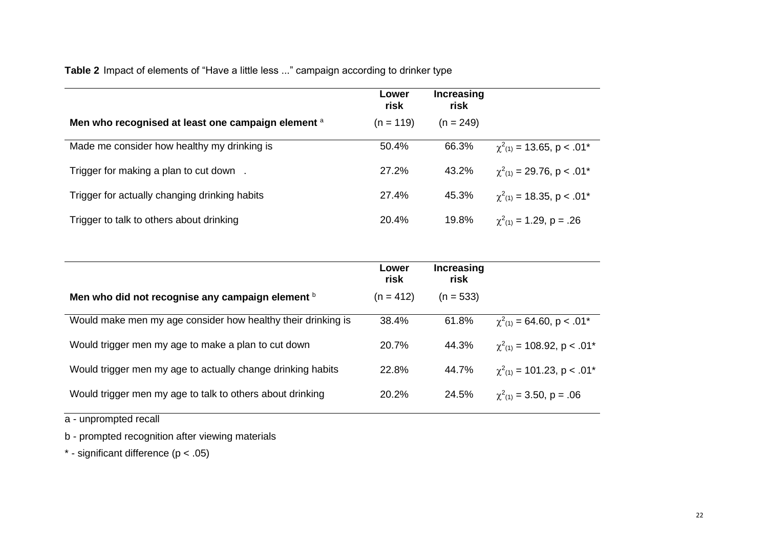**Table 2** Impact of elements of "Have a little less ..." campaign according to drinker type

| | Lower risk | Increasing risk | |
|---|---|---|---|
| **Men who recognised at least one campaign element** [a] | (n = 119) | (n = 249) | |
| Made me consider how healthy my drinking is | 50.4% | 66.3% | $\chi^2_{(1)} = 13.65$, $p < .01$* |
| Trigger for making a plan to cut down . | 27.2% | 43.2% | $\chi^2_{(1)} = 29.76$, $p < .01$* |
| Trigger for actually changing drinking habits | 27.4% | 45.3% | $\chi^2_{(1)} = 18.35$, $p < .01$* |
| Trigger to talk to others about drinking | 20.4% | 19.8% | $\chi^2_{(1)} = 1.29$, $p = .26$ |

| | Lower risk | Increasing risk | |
|---|---|---|---|
| **Men who did not recognise any campaign element** [b] | (n = 412) | (n = 533) | |
| Would make men my age consider how healthy their drinking is | 38.4% | 61.8% | $\chi^2_{(1)} = 64.60$, $p < .01$* |
| Would trigger men my age to make a plan to cut down | 20.7% | 44.3% | $\chi^2_{(1)} = 108.92$, $p < .01$* |
| Would trigger men my age to actually change drinking habits | 22.8% | 44.7% | $\chi^2_{(1)} = 101.23$, $p < .01$* |
| Would trigger men my age to talk to others about drinking | 20.2% | 24.5% | $\chi^2_{(1)} = 3.50$, $p = .06$ |

a - unprompted recall

b - prompted recognition after viewing materials

* - significant difference ($p < .05$)